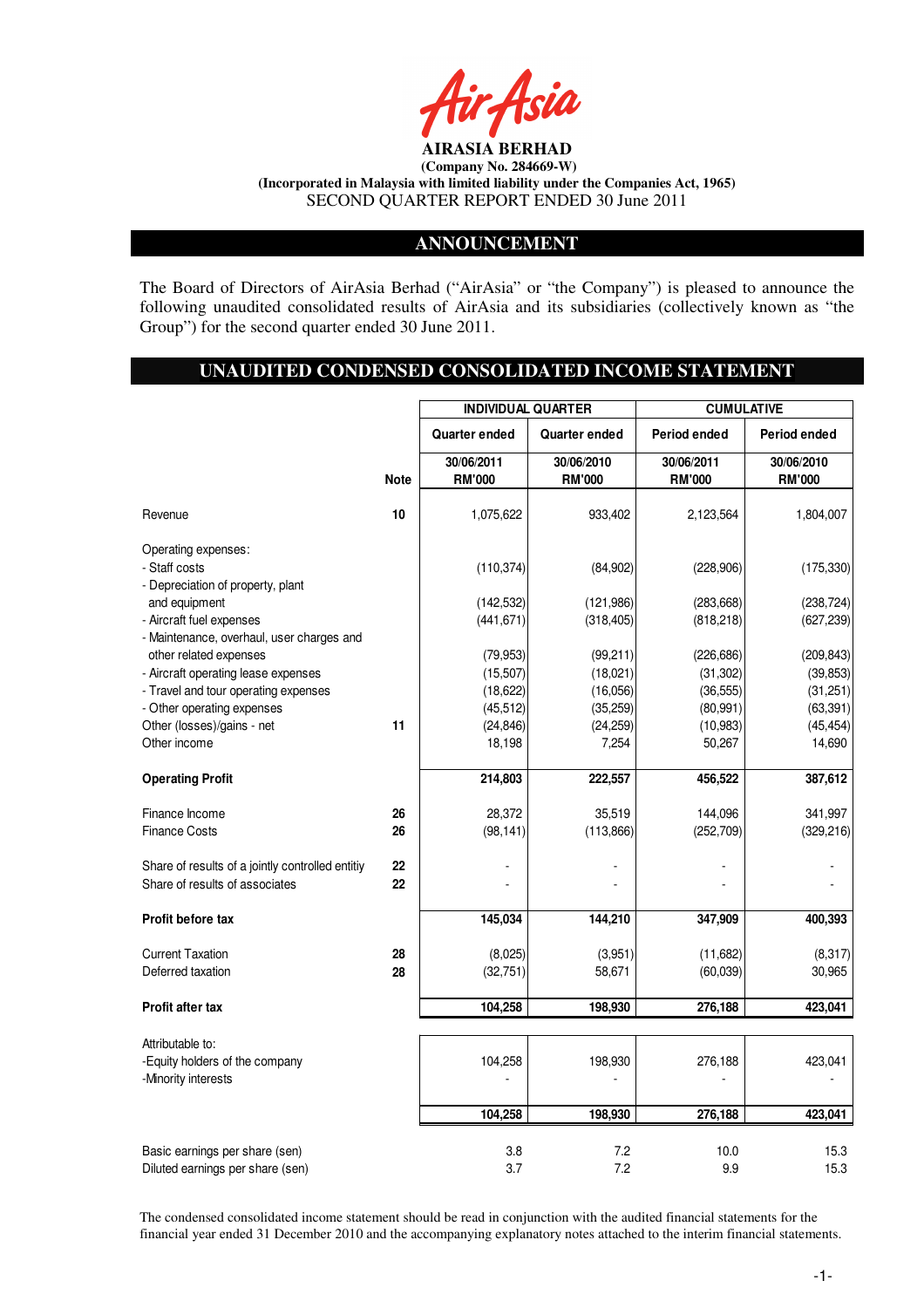**AIRASIA BERHAD**
**(Company No. 284669-W)**
**(Incorporated in Malaysia with limited liability under the Companies Act, 1965)**
SECOND QUARTER REPORT ENDED 30 June 2011

## ANNOUNCEMENT

The Board of Directors of AirAsia Berhad ("AirAsia" or "the Company") is pleased to announce the following unaudited consolidated results of AirAsia and its subsidiaries (collectively known as "the Group") for the second quarter ended 30 June 2011.

## UNAUDITED CONDENSED CONSOLIDATED INCOME STATEMENT

| | | INDIVIDUAL QUARTER | | CUMULATIVE | |
|---|---|---|---|---|---|
| | | Quarter ended | Quarter ended | Period ended | Period ended |
| | Note | 30/06/2011 RM'000 | 30/06/2010 RM'000 | 30/06/2011 RM'000 | 30/06/2010 RM'000 |
| Revenue | 10 | 1,075,622 | 933,402 | 2,123,564 | 1,804,007 |
| Operating expenses: | | | | | |
| - Staff costs | | (110,374) | (84,902) | (228,906) | (175,330) |
| - Depreciation of property, plant and equipment | | (142,532) | (121,986) | (283,668) | (238,724) |
| - Aircraft fuel expenses | | (441,671) | (318,405) | (818,218) | (627,239) |
| - Maintenance, overhaul, user charges and other related expenses | | (79,953) | (99,211) | (226,686) | (209,843) |
| - Aircraft operating lease expenses | | (15,507) | (18,021) | (31,302) | (39,853) |
| - Travel and tour operating expenses | | (18,622) | (16,056) | (36,555) | (31,251) |
| - Other operating expenses | | (45,512) | (35,259) | (80,991) | (63,391) |
| Other (losses)/gains - net | 11 | (24,846) | (24,259) | (10,983) | (45,454) |
| Other income | | 18,198 | 7,254 | 50,267 | 14,690 |
| **Operating Profit** | | **214,803** | **222,557** | **456,522** | **387,612** |
| Finance Income | 26 | 28,372 | 35,519 | 144,096 | 341,997 |
| Finance Costs | 26 | (98,141) | (113,866) | (252,709) | (329,216) |
| Share of results of a jointly controlled entitiy | 22 | - | - | - | - |
| Share of results of associates | 22 | - | - | - | - |
| **Profit before tax** | | **145,034** | **144,210** | **347,909** | **400,393** |
| Current Taxation | 28 | (8,025) | (3,951) | (11,682) | (8,317) |
| Deferred taxation | 28 | (32,751) | 58,671 | (60,039) | 30,965 |
| **Profit after tax** | | **104,258** | **198,930** | **276,188** | **423,041** |
| Attributable to: | | | | | |
| -Equity holders of the company | | 104,258 | 198,930 | 276,188 | 423,041 |
| -Minority interests | | - | - | - | - |
| | | **104,258** | **198,930** | **276,188** | **423,041** |
| Basic earnings per share (sen) | | 3.8 | 7.2 | 10.0 | 15.3 |
| Diluted earnings per share (sen) | | 3.7 | 7.2 | 9.9 | 15.3 |

The condensed consolidated income statement should be read in conjunction with the audited financial statements for the financial year ended 31 December 2010 and the accompanying explanatory notes attached to the interim financial statements.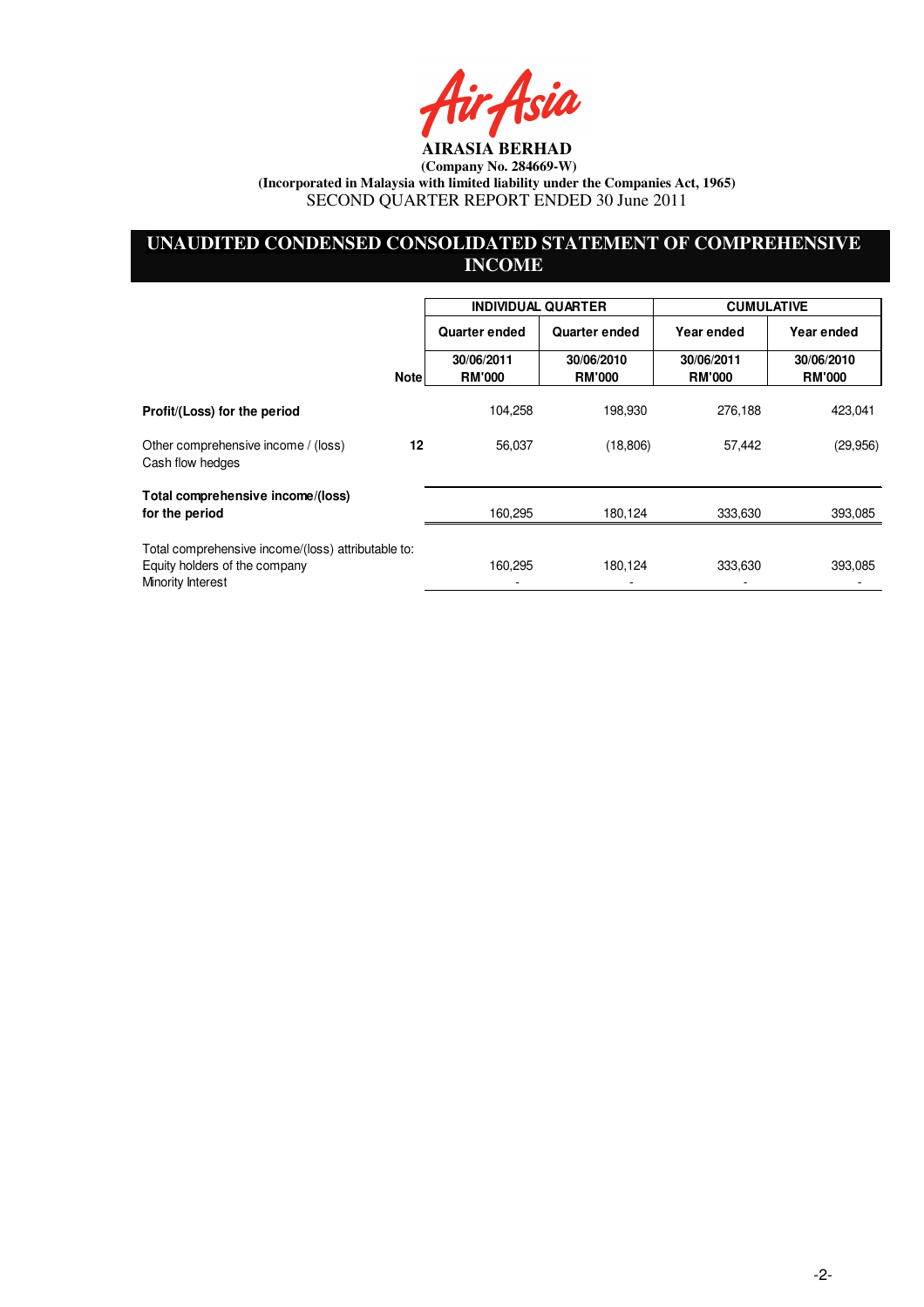AirAsia

**AIRASIA BERHAD**
**(Company No. 284669-W)**
**(Incorporated in Malaysia with limited liability under the Companies Act, 1965)**
SECOND QUARTER REPORT ENDED 30 June 2011

## UNAUDITED CONDENSED CONSOLIDATED STATEMENT OF COMPREHENSIVE INCOME

| | Note | INDIVIDUAL QUARTER | | CUMULATIVE | |
|---|---|---|---|---|---|
| | | Quarter ended | Quarter ended | Year ended | Year ended |
| | | 30/06/2011 RM'000 | 30/06/2010 RM'000 | 30/06/2011 RM'000 | 30/06/2010 RM'000 |
| **Profit/(Loss) for the period** | | 104,258 | 198,930 | 276,188 | 423,041 |
| Other comprehensive income / (loss) Cash flow hedges | **12** | 56,037 | (18,806) | 57,442 | (29,956) |
| **Total comprehensive income/(loss) for the period** | | 160,295 | 180,124 | 333,630 | 393,085 |
| Total comprehensive income/(loss) attributable to: | | | | | |
| Equity holders of the company | | 160,295 | 180,124 | 333,630 | 393,085 |
| Minority Interest | | - | - | - | - |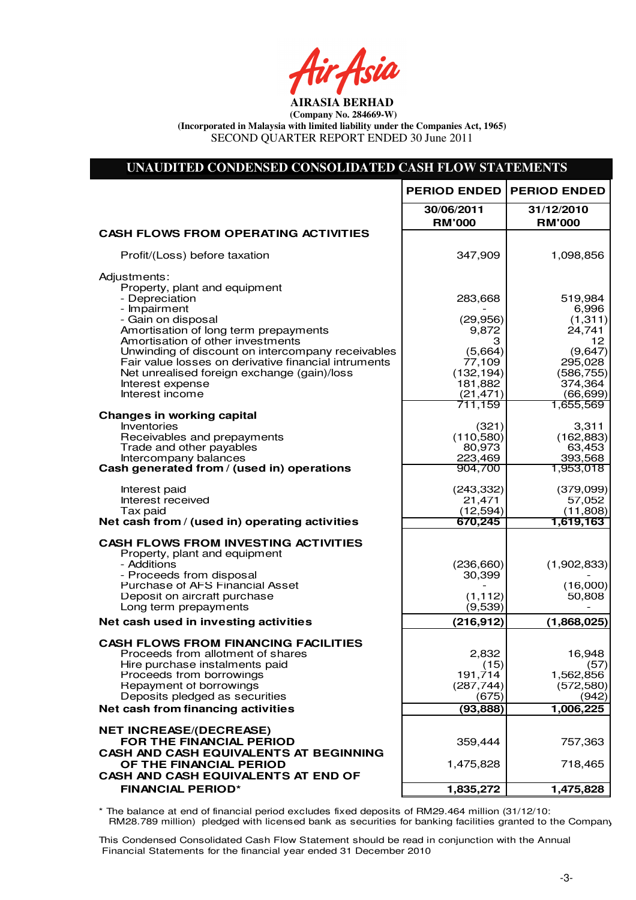**AIRASIA BERHAD**
**(Company No. 284669-W)**
**(Incorporated in Malaysia with limited liability under the Companies Act, 1965)**
SECOND QUARTER REPORT ENDED 30 June 2011

## UNAUDITED CONDENSED CONSOLIDATED CASH FLOW STATEMENTS

| | PERIOD ENDED | PERIOD ENDED |
|---|---|---|
| | 30/06/2011 RM'000 | 31/12/2010 RM'000 |
| **CASH FLOWS FROM OPERATING ACTIVITIES** | | |
| Profit/(Loss) before taxation | 347,909 | 1,098,856 |
| Adjustments: | | |
| Property, plant and equipment | | |
| - Depreciation | 283,668 | 519,984 |
| - Impairment | - | 6,996 |
| - Gain on disposal | (29,956) | (1,311) |
| Amortisation of long term prepayments | 9,872 | 24,741 |
| Amortisation of other investments | 3 | 12 |
| Unwinding of discount on intercompany receivables | (5,664) | (9,647) |
| Fair value losses on derivative financial intruments | 77,109 | 295,028 |
| Net unrealised foreign exchange (gain)/loss | (132,194) | (586,755) |
| Interest expense | 181,882 | 374,364 |
| Interest income | (21,471) | (66,699) |
| | 711,159 | 1,655,569 |
| **Changes in working capital** | | |
| Inventories | (321) | 3,311 |
| Receivables and prepayments | (110,580) | (162,883) |
| Trade and other payables | 80,973 | 63,453 |
| Intercompany balances | 223,469 | 393,568 |
| **Cash generated from / (used in) operations** | 904,700 | 1,953,018 |
| Interest paid | (243,332) | (379,099) |
| Interest received | 21,471 | 57,052 |
| Tax paid | (12,594) | (11,808) |
| **Net cash from / (used in) operating activities** | **670,245** | **1,619,163** |
| **CASH FLOWS FROM INVESTING ACTIVITIES** | | |
| Property, plant and equipment | | |
| - Additions | (236,660) | (1,902,833) |
| - Proceeds from disposal | 30,399 | - |
| Purchase of AFS Financial Asset | - | (16,000) |
| Deposit on aircraft purchase | (1,112) | 50,808 |
| Long term prepayments | (9,539) | - |
| **Net cash used in investing activities** | **(216,912)** | **(1,868,025)** |
| **CASH FLOWS FROM FINANCING FACILITIES** | | |
| Proceeds from allotment of shares | 2,832 | 16,948 |
| Hire purchase instalments paid | (15) | (57) |
| Proceeds from borrowings | 191,714 | 1,562,856 |
| Repayment of borrowings | (287,744) | (572,580) |
| Deposits pledged as securities | (675) | (942) |
| **Net cash from financing activities** | **(93,888)** | **1,006,225** |
| **NET INCREASE/(DECREASE) FOR THE FINANCIAL PERIOD** | 359,444 | 757,363 |
| **CASH AND CASH EQUIVALENTS AT BEGINNING OF THE FINANCIAL PERIOD** | 1,475,828 | 718,465 |
| **CASH AND CASH EQUIVALENTS AT END OF FINANCIAL PERIOD*** | **1,835,272** | **1,475,828** |

\* The balance at end of financial period excludes fixed deposits of RM29.464 million (31/12/10: RM28.789 million) pledged with licensed bank as securities for banking facilities granted to the Company

This Condensed Consolidated Cash Flow Statement should be read in conjunction with the Annual Financial Statements for the financial year ended 31 December 2010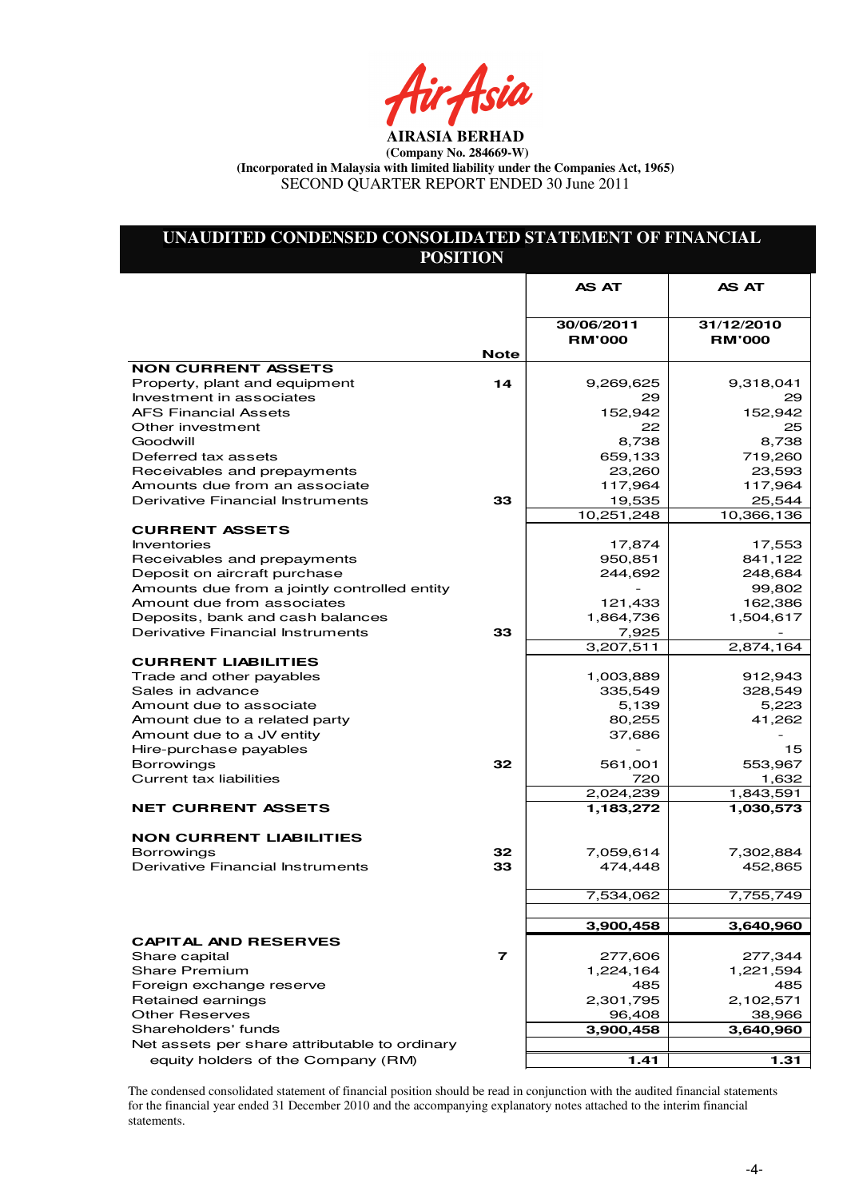**AIRASIA BERHAD**
**(Company No. 284669-W)**
**(Incorporated in Malaysia with limited liability under the Companies Act, 1965)**
SECOND QUARTER REPORT ENDED 30 June 2011

## UNAUDITED CONDENSED CONSOLIDATED STATEMENT OF FINANCIAL POSITION

| | Note | AS AT 30/06/2011 RM'000 | AS AT 31/12/2010 RM'000 |
|---|---|---|---|
| **NON CURRENT ASSETS** | | | |
| Property, plant and equipment | 14 | 9,269,625 | 9,318,041 |
| Investment in associates | | 29 | 29 |
| AFS Financial Assets | | 152,942 | 152,942 |
| Other investment | | 22 | 25 |
| Goodwill | | 8,738 | 8,738 |
| Deferred tax assets | | 659,133 | 719,260 |
| Receivables and prepayments | | 23,260 | 23,593 |
| Amounts due from an associate | | 117,964 | 117,964 |
| Derivative Financial Instruments | 33 | 19,535 | 25,544 |
| | | 10,251,248 | 10,366,136 |
| **CURRENT ASSETS** | | | |
| Inventories | | 17,874 | 17,553 |
| Receivables and prepayments | | 950,851 | 841,122 |
| Deposit on aircraft purchase | | 244,692 | 248,684 |
| Amounts due from a jointly controlled entity | | - | 99,802 |
| Amount due from associates | | 121,433 | 162,386 |
| Deposits, bank and cash balances | | 1,864,736 | 1,504,617 |
| Derivative Financial Instruments | 33 | 7,925 | - |
| | | 3,207,511 | 2,874,164 |
| **CURRENT LIABILITIES** | | | |
| Trade and other payables | | 1,003,889 | 912,943 |
| Sales in advance | | 335,549 | 328,549 |
| Amount due to associate | | 5,139 | 5,223 |
| Amount due to a related party | | 80,255 | 41,262 |
| Amount due to a JV entity | | 37,686 | - |
| Hire-purchase payables | | - | 15 |
| Borrowings | 32 | 561,001 | 553,967 |
| Current tax liabilities | | 720 | 1,632 |
| | | 2,024,239 | 1,843,591 |
| **NET CURRENT ASSETS** | | **1,183,272** | **1,030,573** |
| **NON CURRENT LIABILITIES** | | | |
| Borrowings | 32 | 7,059,614 | 7,302,884 |
| Derivative Financial Instruments | 33 | 474,448 | 452,865 |
| | | 7,534,062 | 7,755,749 |
| | | **3,900,458** | **3,640,960** |
| **CAPITAL AND RESERVES** | | | |
| Share capital | 7 | 277,606 | 277,344 |
| Share Premium | | 1,224,164 | 1,221,594 |
| Foreign exchange reserve | | 485 | 485 |
| Retained earnings | | 2,301,795 | 2,102,571 |
| Other Reserves | | 96,408 | 38,966 |
| Shareholders' funds | | **3,900,458** | **3,640,960** |
| Net assets per share attributable to ordinary equity holders of the Company (RM) | | **1.41** | **1.31** |

The condensed consolidated statement of financial position should be read in conjunction with the audited financial statements for the financial year ended 31 December 2010 and the accompanying explanatory notes attached to the interim financial statements.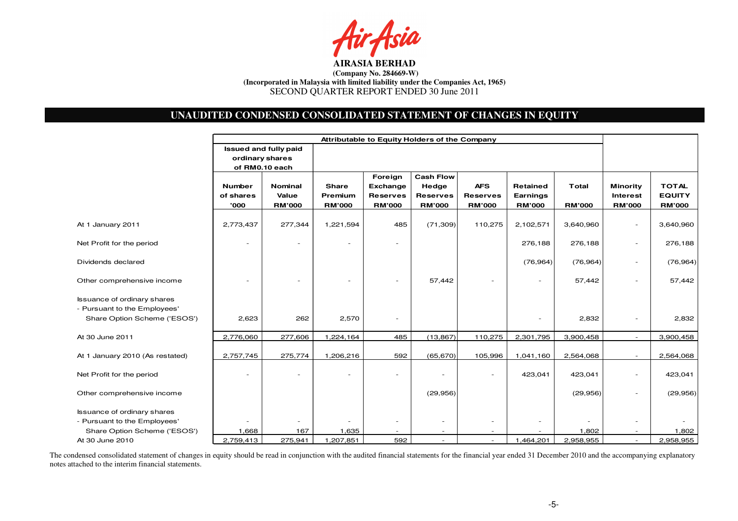**AIRASIA BERHAD**
**(Company No. 284669-W)**
**(Incorporated in Malaysia with limited liability under the Companies Act, 1965)**
SECOND QUARTER REPORT ENDED 30 June 2011

## UNAUDITED CONDENSED CONSOLIDATED STATEMENT OF CHANGES IN EQUITY

| | Attributable to Equity Holders of the Company | | | | | | | | | |
|---|---|---|---|---|---|---|---|---|---|---|
| | Issued and fully paid ordinary shares of RM0.10 each | | | | | | | | | |
| | Number of shares '000 | Nominal Value RM'000 | Share Premium RM'000 | Foreign Exchange Reserves RM'000 | Cash Flow Hedge Reserves RM'000 | AFS Reserves RM'000 | Retained Earnings RM'000 | Total RM'000 | Minority Interest RM'000 | TOTAL EQUITY RM'000 |
| At 1 January 2011 | 2,773,437 | 277,344 | 1,221,594 | 485 | (71,309) | 110,275 | 2,102,571 | 3,640,960 | - | 3,640,960 |
| Net Profit for the period | - | - | - | - | | | 276,188 | 276,188 | - | 276,188 |
| Dividends declared | | | | | | | (76,964) | (76,964) | - | (76,964) |
| Other comprehensive income | - | - | - | - | 57,442 | - | - | 57,442 | - | 57,442 |
| Issuance of ordinary shares - Pursuant to the Employees' Share Option Scheme ('ESOS') | 2,623 | 262 | 2,570 | - | | | - | 2,832 | - | 2,832 |
| At 30 June 2011 | 2,776,060 | 277,606 | 1,224,164 | 485 | (13,867) | 110,275 | 2,301,795 | 3,900,458 | - | 3,900,458 |
| At 1 January 2010 (As restated) | 2,757,745 | 275,774 | 1,206,216 | 592 | (65,670) | 105,996 | 1,041,160 | 2,564,068 | - | 2,564,068 |
| Net Profit for the period | - | - | - | - | - | - | 423,041 | 423,041 | - | 423,041 |
| Other comprehensive income | | | | | (29,956) | | | (29,956) | - | (29,956) |
| Issuance of ordinary shares - Pursuant to the Employees' Share Option Scheme ('ESOS') | 1,668 | 167 | 1,635 | - | - | - | - | 1,802 | - | 1,802 |
| At 30 June 2010 | 2,759,413 | 275,941 | 1,207,851 | 592 | - | - | 1,464,201 | 2,958,955 | - | 2,958,955 |

The condensed consolidated statement of changes in equity should be read in conjunction with the audited financial statements for the financial year ended 31 December 2010 and the accompanying explanatory notes attached to the interim financial statements.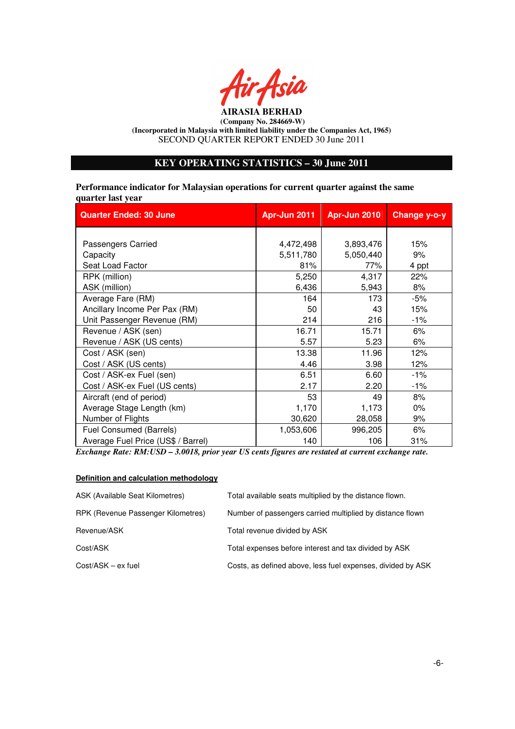**AIRASIA BERHAD**
**(Company No. 284669-W)**
**(Incorporated in Malaysia with limited liability under the Companies Act, 1965)**
SECOND QUARTER REPORT ENDED 30 June 2011

## KEY OPERATING STATISTICS – 30 June 2011

**Performance indicator for Malaysian operations for current quarter against the same quarter last year**

| Quarter Ended: 30 June | Apr-Jun 2011 | Apr-Jun 2010 | Change y-o-y |
|---|---|---|---|
| Passengers Carried | 4,472,498 | 3,893,476 | 15% |
| Capacity | 5,511,780 | 5,050,440 | 9% |
| Seat Load Factor | 81% | 77% | 4 ppt |
| RPK (million) | 5,250 | 4,317 | 22% |
| ASK (million) | 6,436 | 5,943 | 8% |
| Average Fare (RM) | 164 | 173 | -5% |
| Ancillary Income Per Pax (RM) | 50 | 43 | 15% |
| Unit Passenger Revenue (RM) | 214 | 216 | -1% |
| Revenue / ASK (sen) | 16.71 | 15.71 | 6% |
| Revenue / ASK (US cents) | 5.57 | 5.23 | 6% |
| Cost / ASK (sen) | 13.38 | 11.96 | 12% |
| Cost / ASK (US cents) | 4.46 | 3.98 | 12% |
| Cost / ASK-ex Fuel (sen) | 6.51 | 6.60 | -1% |
| Cost / ASK-ex Fuel (US cents) | 2.17 | 2.20 | -1% |
| Aircraft (end of period) | 53 | 49 | 8% |
| Average Stage Length (km) | 1,170 | 1,173 | 0% |
| Number of Flights | 30,620 | 28,058 | 9% |
| Fuel Consumed (Barrels) | 1,053,606 | 996,205 | 6% |
| Average Fuel Price (US$ / Barrel) | 140 | 106 | 31% |

***Exchange Rate: RM:USD – 3.0018, prior year US cents figures are restated at current exchange rate.***

**Definition and calculation methodology**

| | |
|---|---|
| ASK (Available Seat Kilometres) | Total available seats multiplied by the distance flown. |
| RPK (Revenue Passenger Kilometres) | Number of passengers carried multiplied by distance flown |
| Revenue/ASK | Total revenue divided by ASK |
| Cost/ASK | Total expenses before interest and tax divided by ASK |
| Cost/ASK – ex fuel | Costs, as defined above, less fuel expenses, divided by ASK |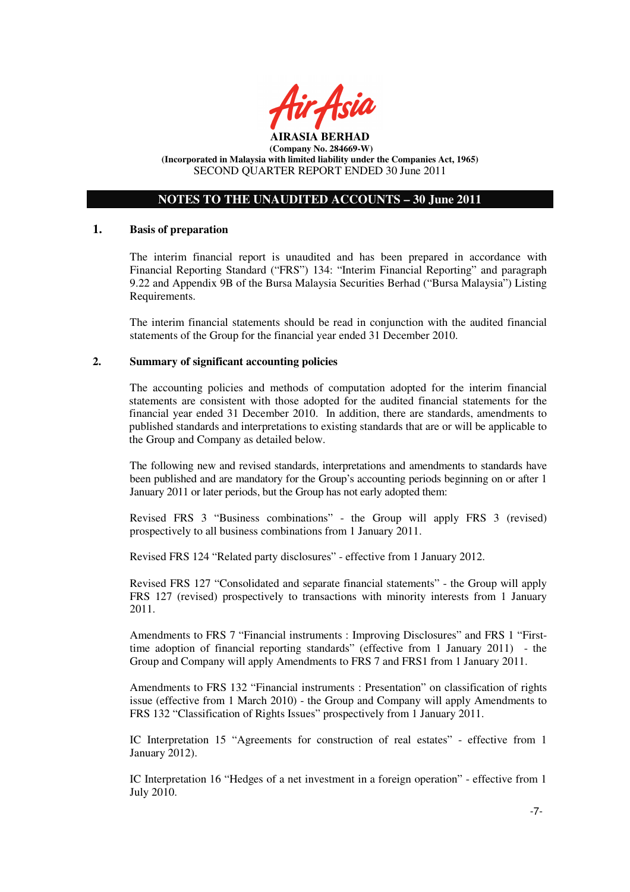**AIRASIA BERHAD**
**(Company No. 284669-W)**
**(Incorporated in Malaysia with limited liability under the Companies Act, 1965)**
SECOND QUARTER REPORT ENDED 30 June 2011

## NOTES TO THE UNAUDITED ACCOUNTS – 30 June 2011

### 1. Basis of preparation

The interim financial report is unaudited and has been prepared in accordance with Financial Reporting Standard ("FRS") 134: "Interim Financial Reporting" and paragraph 9.22 and Appendix 9B of the Bursa Malaysia Securities Berhad ("Bursa Malaysia") Listing Requirements.

The interim financial statements should be read in conjunction with the audited financial statements of the Group for the financial year ended 31 December 2010.

### 2. Summary of significant accounting policies

The accounting policies and methods of computation adopted for the interim financial statements are consistent with those adopted for the audited financial statements for the financial year ended 31 December 2010. In addition, there are standards, amendments to published standards and interpretations to existing standards that are or will be applicable to the Group and Company as detailed below.

The following new and revised standards, interpretations and amendments to standards have been published and are mandatory for the Group's accounting periods beginning on or after 1 January 2011 or later periods, but the Group has not early adopted them:

Revised FRS 3 "Business combinations" - the Group will apply FRS 3 (revised) prospectively to all business combinations from 1 January 2011.

Revised FRS 124 "Related party disclosures" - effective from 1 January 2012.

Revised FRS 127 "Consolidated and separate financial statements" - the Group will apply FRS 127 (revised) prospectively to transactions with minority interests from 1 January 2011.

Amendments to FRS 7 "Financial instruments : Improving Disclosures" and FRS 1 "First-time adoption of financial reporting standards" (effective from 1 January 2011) - the Group and Company will apply Amendments to FRS 7 and FRS1 from 1 January 2011.

Amendments to FRS 132 "Financial instruments : Presentation" on classification of rights issue (effective from 1 March 2010) - the Group and Company will apply Amendments to FRS 132 "Classification of Rights Issues" prospectively from 1 January 2011.

IC Interpretation 15 "Agreements for construction of real estates" - effective from 1 January 2012).

IC Interpretation 16 "Hedges of a net investment in a foreign operation" - effective from 1 July 2010.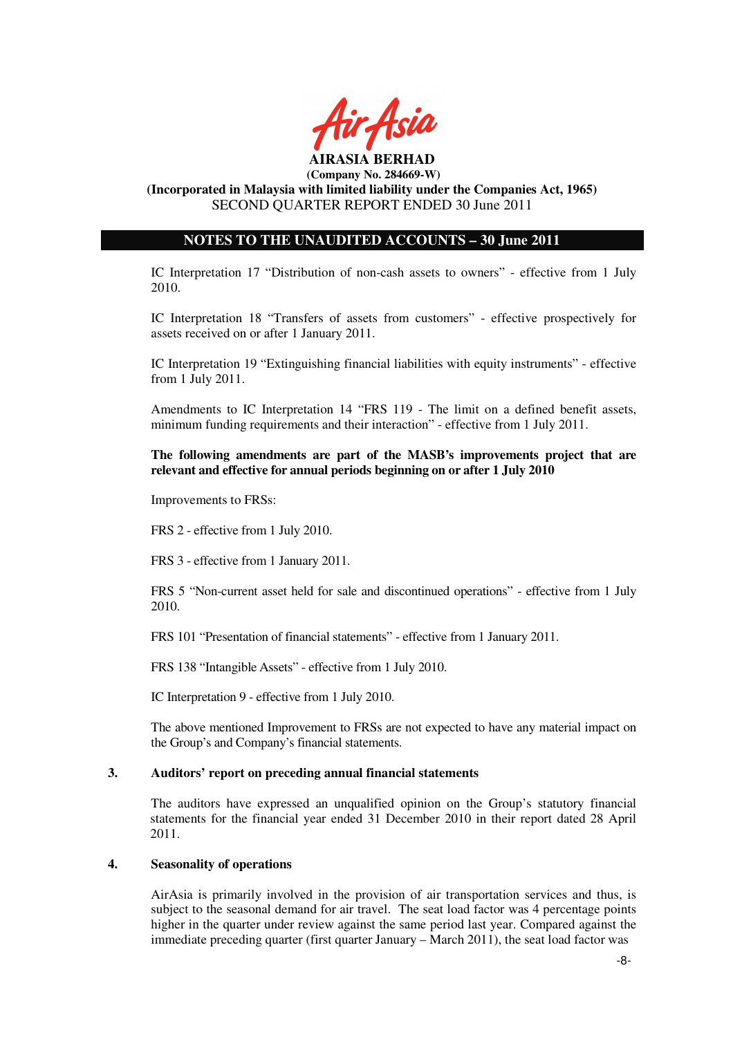IC Interpretation 17 "Distribution of non-cash assets to owners" - effective from 1 July 2010.

IC Interpretation 18 "Transfers of assets from customers" - effective prospectively for assets received on or after 1 January 2011.

IC Interpretation 19 "Extinguishing financial liabilities with equity instruments" - effective from 1 July 2011.

Amendments to IC Interpretation 14 "FRS 119 - The limit on a defined benefit assets, minimum funding requirements and their interaction" - effective from 1 July 2011.

**The following amendments are part of the MASB's improvements project that are relevant and effective for annual periods beginning on or after 1 July 2010**

Improvements to FRSs:

FRS 2 - effective from 1 July 2010.

FRS 3 - effective from 1 January 2011.

FRS 5 "Non-current asset held for sale and discontinued operations" - effective from 1 July 2010.

FRS 101 "Presentation of financial statements" - effective from 1 January 2011.

FRS 138 "Intangible Assets" - effective from 1 July 2010.

IC Interpretation 9 - effective from 1 July 2010.

The above mentioned Improvement to FRSs are not expected to have any material impact on the Group's and Company's financial statements.

## 3. Auditors' report on preceding annual financial statements

The auditors have expressed an unqualified opinion on the Group's statutory financial statements for the financial year ended 31 December 2010 in their report dated 28 April 2011.

## 4. Seasonality of operations

AirAsia is primarily involved in the provision of air transportation services and thus, is subject to the seasonal demand for air travel. The seat load factor was 4 percentage points higher in the quarter under review against the same period last year. Compared against the immediate preceding quarter (first quarter January – March 2011), the seat load factor was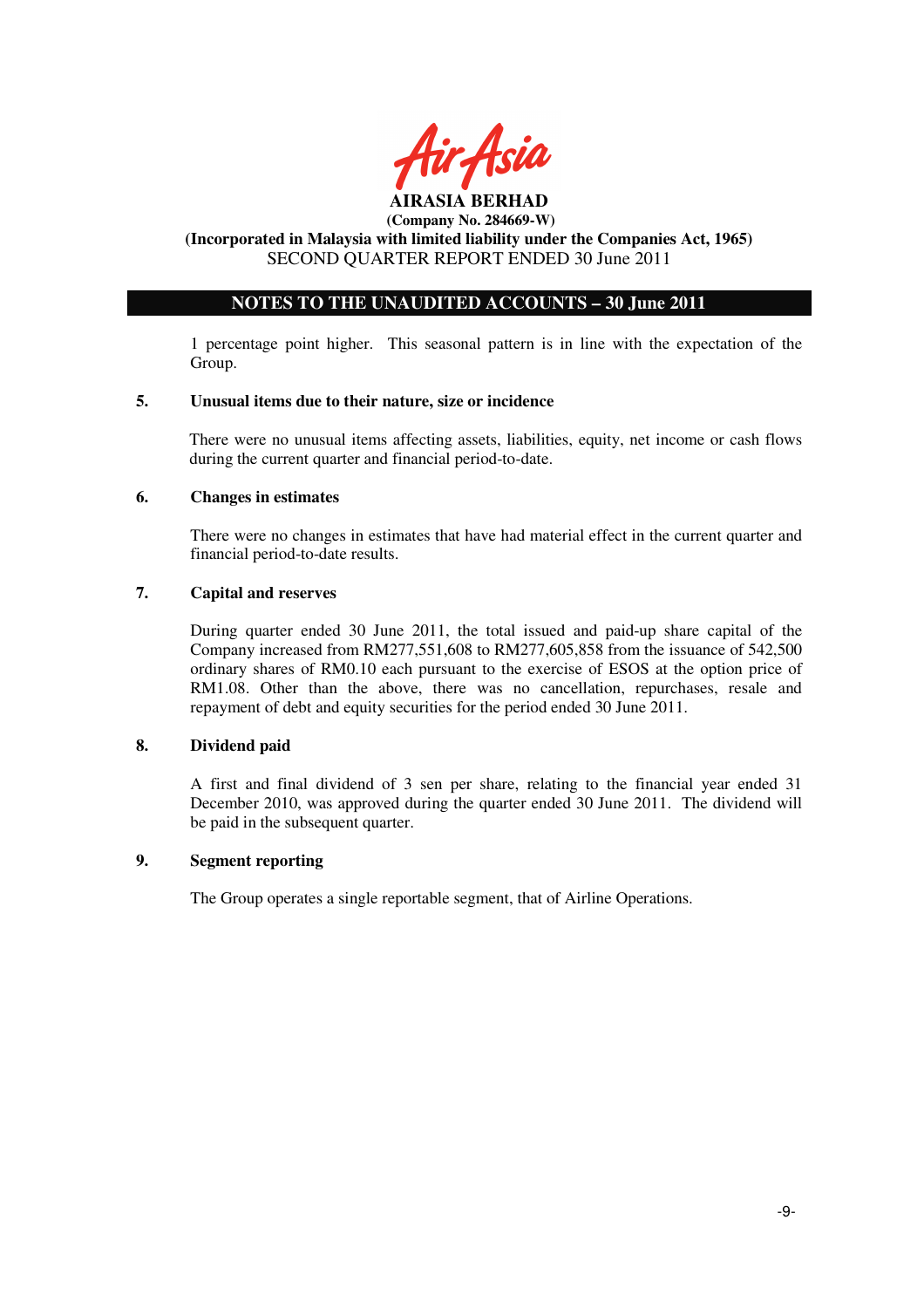1 percentage point higher. This seasonal pattern is in line with the expectation of the Group.

**5. Unusual items due to their nature, size or incidence**

There were no unusual items affecting assets, liabilities, equity, net income or cash flows during the current quarter and financial period-to-date.

**6. Changes in estimates**

There were no changes in estimates that have had material effect in the current quarter and financial period-to-date results.

**7. Capital and reserves**

During quarter ended 30 June 2011, the total issued and paid-up share capital of the Company increased from RM277,551,608 to RM277,605,858 from the issuance of 542,500 ordinary shares of RM0.10 each pursuant to the exercise of ESOS at the option price of RM1.08. Other than the above, there was no cancellation, repurchases, resale and repayment of debt and equity securities for the period ended 30 June 2011.

**8. Dividend paid**

A first and final dividend of 3 sen per share, relating to the financial year ended 31 December 2010, was approved during the quarter ended 30 June 2011. The dividend will be paid in the subsequent quarter.

**9. Segment reporting**

The Group operates a single reportable segment, that of Airline Operations.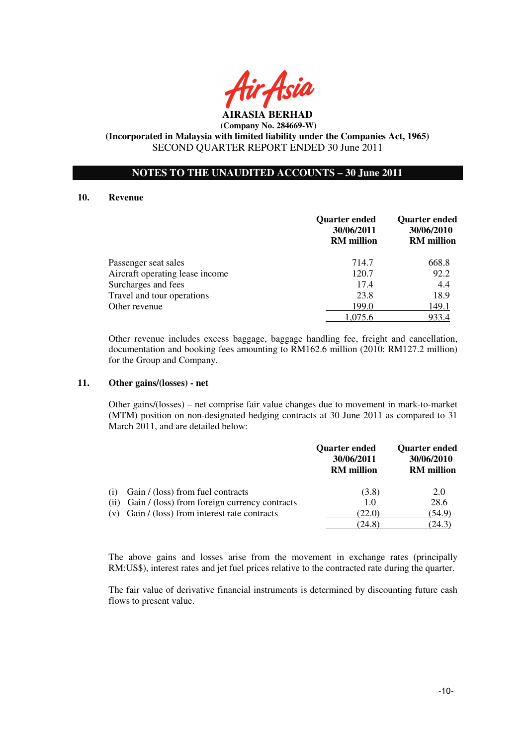**AIRASIA BERHAD**

**(Company No. 284669-W)**

**(Incorporated in Malaysia with limited liability under the Companies Act, 1965)**

SECOND QUARTER REPORT ENDED 30 June 2011

## NOTES TO THE UNAUDITED ACCOUNTS – 30 June 2011

### 10. Revenue

| | Quarter ended 30/06/2011 RM million | Quarter ended 30/06/2010 RM million |
|---|---|---|
| Passenger seat sales | 714.7 | 668.8 |
| Aircraft operating lease income | 120.7 | 92.2 |
| Surcharges and fees | 17.4 | 4.4 |
| Travel and tour operations | 23.8 | 18.9 |
| Other revenue | 199.0 | 149.1 |
| | 1,075.6 | 933.4 |

Other revenue includes excess baggage, baggage handling fee, freight and cancellation, documentation and booking fees amounting to RM162.6 million (2010: RM127.2 million) for the Group and Company.

### 11. Other gains/(losses) - net

Other gains/(losses) – net comprise fair value changes due to movement in mark-to-market (MTM) position on non-designated hedging contracts at 30 June 2011 as compared to 31 March 2011, and are detailed below:

| | Quarter ended 30/06/2011 RM million | Quarter ended 30/06/2010 RM million |
|---|---|---|
| (i) Gain / (loss) from fuel contracts | (3.8) | 2.0 |
| (ii) Gain / (loss) from foreign currency contracts | 1.0 | 28.6 |
| (v) Gain / (loss) from interest rate contracts | (22.0) | (54.9) |
| | (24.8) | (24.3) |

The above gains and losses arise from the movement in exchange rates (principally RM:US$), interest rates and jet fuel prices relative to the contracted rate during the quarter.

The fair value of derivative financial instruments is determined by discounting future cash flows to present value.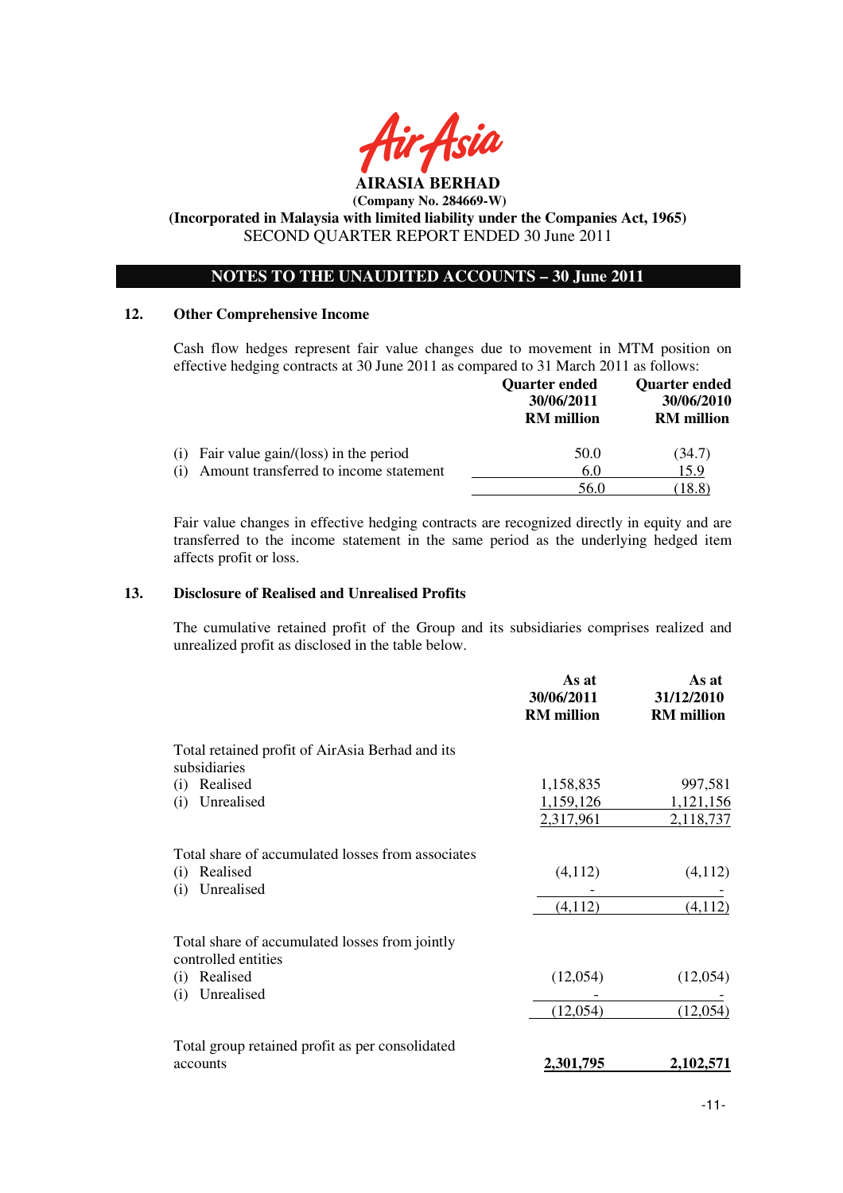**AIRASIA BERHAD**

**(Company No. 284669-W)**

**(Incorporated in Malaysia with limited liability under the Companies Act, 1965)**

SECOND QUARTER REPORT ENDED 30 June 2011

## NOTES TO THE UNAUDITED ACCOUNTS – 30 June 2011

### 12. Other Comprehensive Income

Cash flow hedges represent fair value changes due to movement in MTM position on effective hedging contracts at 30 June 2011 as compared to 31 March 2011 as follows:

| | Quarter ended 30/06/2011 RM million | Quarter ended 30/06/2010 RM million |
|---|---|---|
| (i) Fair value gain/(loss) in the period | 50.0 | (34.7) |
| (i) Amount transferred to income statement | 6.0 | 15.9 |
| | 56.0 | (18.8) |

Fair value changes in effective hedging contracts are recognized directly in equity and are transferred to the income statement in the same period as the underlying hedged item affects profit or loss.

### 13. Disclosure of Realised and Unrealised Profits

The cumulative retained profit of the Group and its subsidiaries comprises realized and unrealized profit as disclosed in the table below.

| | As at 30/06/2011 RM million | As at 31/12/2010 RM million |
|---|---|---|
| Total retained profit of AirAsia Berhad and its subsidiaries | | |
| (i) Realised | 1,158,835 | 997,581 |
| (i) Unrealised | 1,159,126 | 1,121,156 |
| | 2,317,961 | 2,118,737 |
| Total share of accumulated losses from associates | | |
| (i) Realised | (4,112) | (4,112) |
| (i) Unrealised | - | - |
| | (4,112) | (4,112) |
| Total share of accumulated losses from jointly controlled entities | | |
| (i) Realised | (12,054) | (12,054) |
| (i) Unrealised | - | - |
| | (12,054) | (12,054) |
| Total group retained profit as per consolidated accounts | **2,301,795** | **2,102,571** |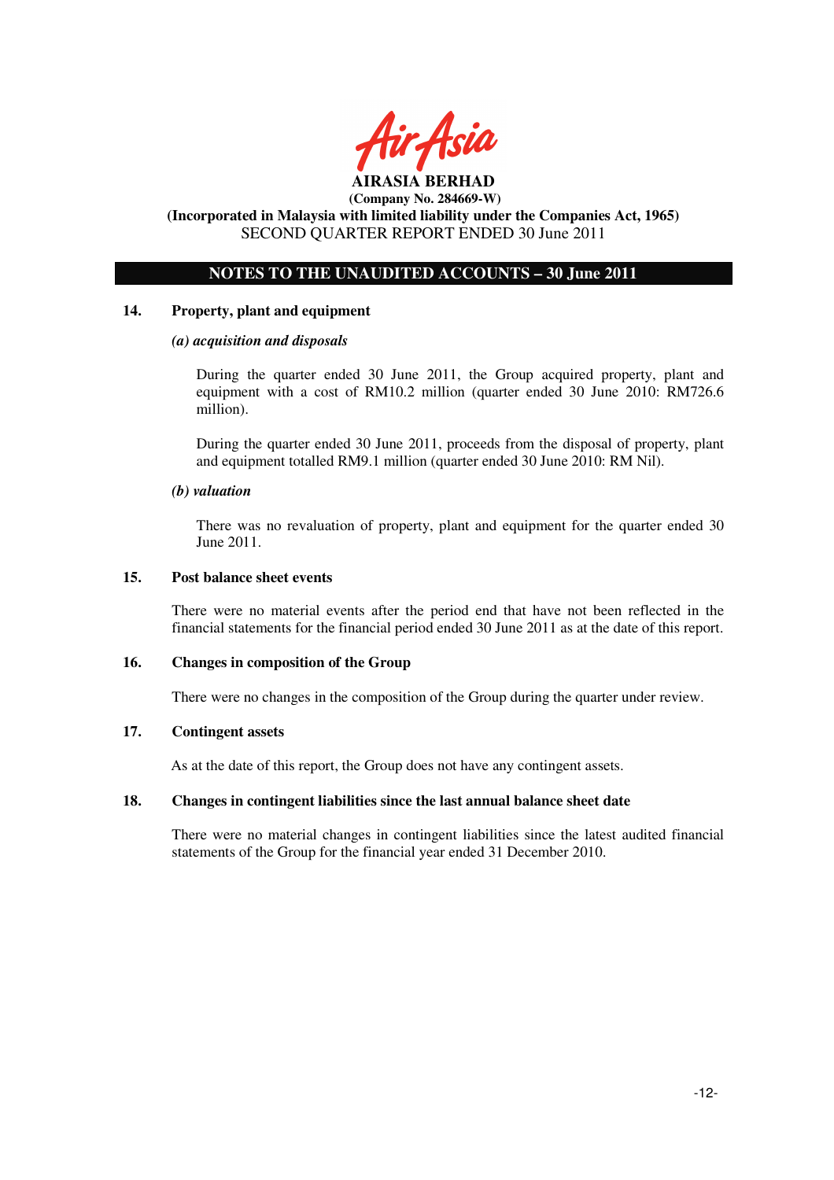**AIRASIA BERHAD**
**(Company No. 284669-W)**
**(Incorporated in Malaysia with limited liability under the Companies Act, 1965)**
SECOND QUARTER REPORT ENDED 30 June 2011

## NOTES TO THE UNAUDITED ACCOUNTS – 30 June 2011

### 14. Property, plant and equipment

***(a) acquisition and disposals***

During the quarter ended 30 June 2011, the Group acquired property, plant and equipment with a cost of RM10.2 million (quarter ended 30 June 2010: RM726.6 million).

During the quarter ended 30 June 2011, proceeds from the disposal of property, plant and equipment totalled RM9.1 million (quarter ended 30 June 2010: RM Nil).

***(b) valuation***

There was no revaluation of property, plant and equipment for the quarter ended 30 June 2011.

### 15. Post balance sheet events

There were no material events after the period end that have not been reflected in the financial statements for the financial period ended 30 June 2011 as at the date of this report.

### 16. Changes in composition of the Group

There were no changes in the composition of the Group during the quarter under review.

### 17. Contingent assets

As at the date of this report, the Group does not have any contingent assets.

### 18. Changes in contingent liabilities since the last annual balance sheet date

There were no material changes in contingent liabilities since the latest audited financial statements of the Group for the financial year ended 31 December 2010.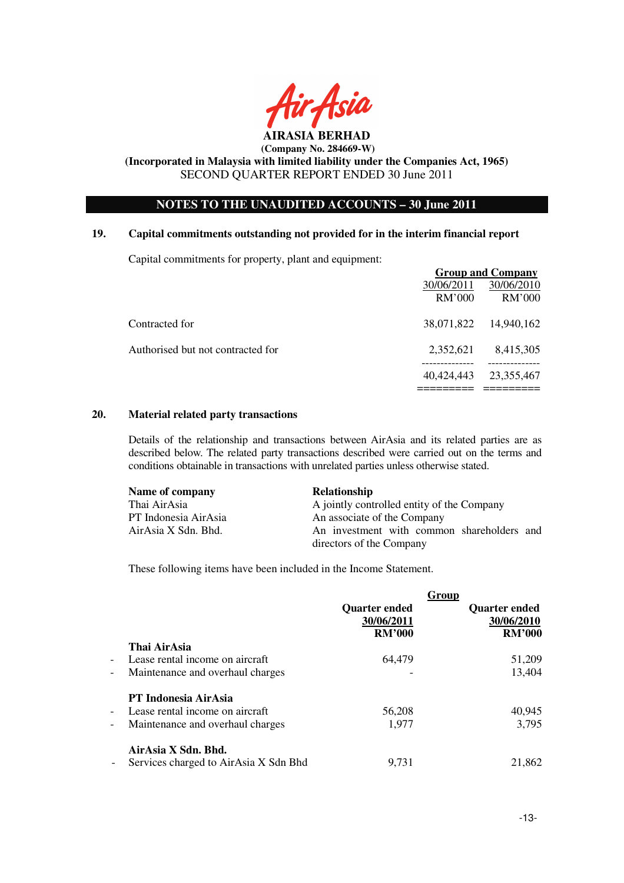**AIRASIA BERHAD**
**(Company No. 284669-W)**
**(Incorporated in Malaysia with limited liability under the Companies Act, 1965)**
SECOND QUARTER REPORT ENDED 30 June 2011

## NOTES TO THE UNAUDITED ACCOUNTS – 30 June 2011

### 19. Capital commitments outstanding not provided for in the interim financial report

Capital commitments for property, plant and equipment:

| | Group and Company | |
|---|---|---|
| | 30/06/2011 RM'000 | 30/06/2010 RM'000 |
| Contracted for | 38,071,822 | 14,940,162 |
| Authorised but not contracted for | 2,352,621 | 8,415,305 |
| | 40,424,443 | 23,355,467 |

### 20. Material related party transactions

Details of the relationship and transactions between AirAsia and its related parties are as described below. The related party transactions described were carried out on the terms and conditions obtainable in transactions with unrelated parties unless otherwise stated.

| Name of company | Relationship |
|---|---|
| Thai AirAsia | A jointly controlled entity of the Company |
| PT Indonesia AirAsia | An associate of the Company |
| AirAsia X Sdn. Bhd. | An investment with common shareholders and directors of the Company |

These following items have been included in the Income Statement.

| | Group | |
|---|---|---|
| | Quarter ended 30/06/2011 RM'000 | Quarter ended 30/06/2010 RM'000 |
| **Thai AirAsia** | | |
| - Lease rental income on aircraft | 64,479 | 51,209 |
| - Maintenance and overhaul charges | - | 13,404 |
| **PT Indonesia AirAsia** | | |
| - Lease rental income on aircraft | 56,208 | 40,945 |
| - Maintenance and overhaul charges | 1,977 | 3,795 |
| **AirAsia X Sdn. Bhd.** | | |
| - Services charged to AirAsia X Sdn Bhd | 9,731 | 21,862 |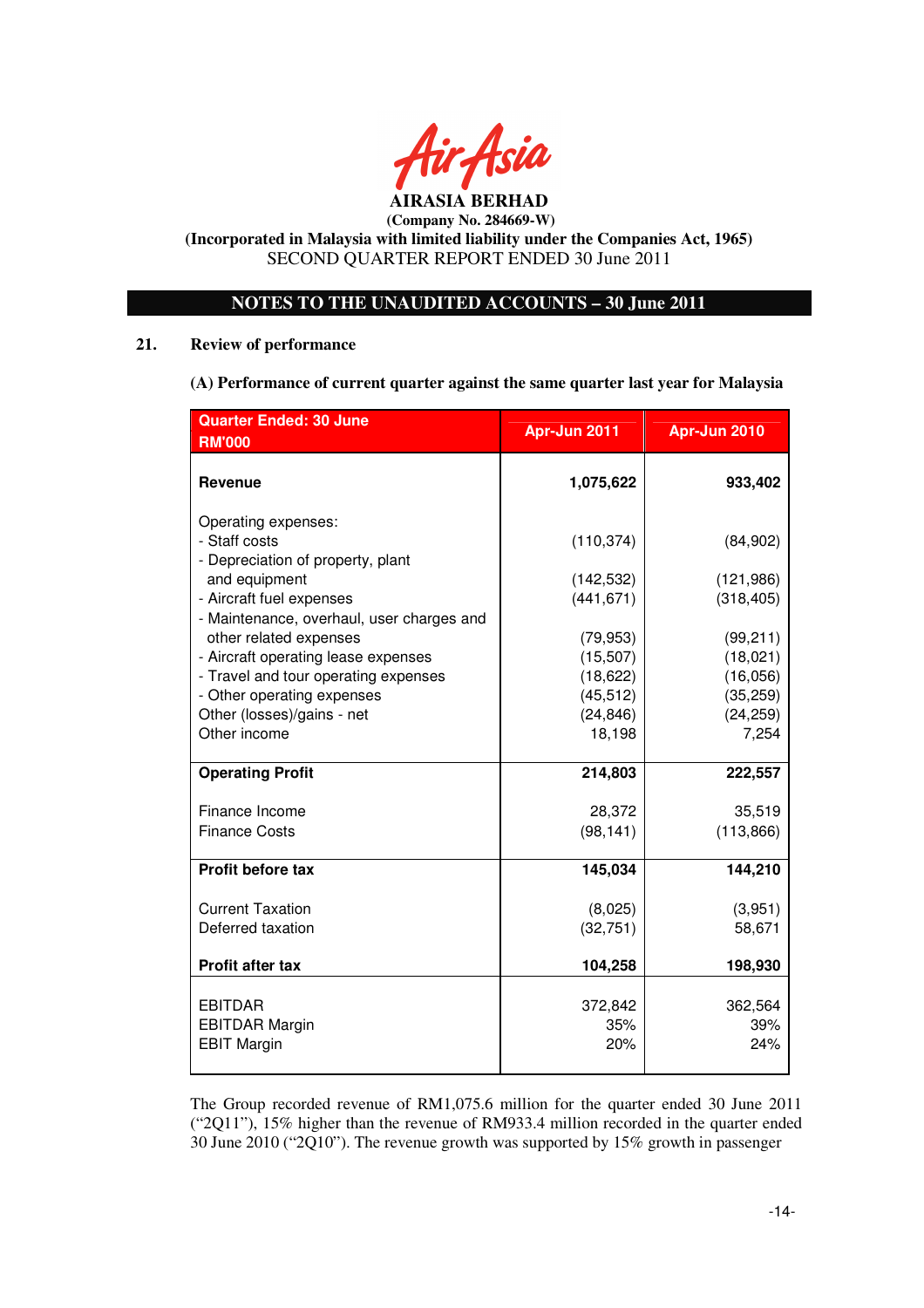AIRASIA BERHAD

(Company No. 284669-W)

(Incorporated in Malaysia with limited liability under the Companies Act, 1965)

SECOND QUARTER REPORT ENDED 30 June 2011

## NOTES TO THE UNAUDITED ACCOUNTS – 30 June 2011

### 21. Review of performance

**(A) Performance of current quarter against the same quarter last year for Malaysia**

| Quarter Ended: 30 June<br>RM'000 | Apr-Jun 2011 | Apr-Jun 2010 |
|---|---|---|
| **Revenue** | **1,075,622** | **933,402** |
| Operating expenses: | | |
| - Staff costs | (110,374) | (84,902) |
| - Depreciation of property, plant and equipment | (142,532) | (121,986) |
| - Aircraft fuel expenses | (441,671) | (318,405) |
| - Maintenance, overhaul, user charges and other related expenses | (79,953) | (99,211) |
| - Aircraft operating lease expenses | (15,507) | (18,021) |
| - Travel and tour operating expenses | (18,622) | (16,056) |
| - Other operating expenses | (45,512) | (35,259) |
| Other (losses)/gains - net | (24,846) | (24,259) |
| Other income | 18,198 | 7,254 |
| **Operating Profit** | **214,803** | **222,557** |
| Finance Income | 28,372 | 35,519 |
| Finance Costs | (98,141) | (113,866) |
| **Profit before tax** | **145,034** | **144,210** |
| Current Taxation | (8,025) | (3,951) |
| Deferred taxation | (32,751) | 58,671 |
| **Profit after tax** | **104,258** | **198,930** |
| EBITDAR | 372,842 | 362,564 |
| EBITDAR Margin | 35% | 39% |
| EBIT Margin | 20% | 24% |

The Group recorded revenue of RM1,075.6 million for the quarter ended 30 June 2011 ("2Q11"), 15% higher than the revenue of RM933.4 million recorded in the quarter ended 30 June 2010 ("2Q10"). The revenue growth was supported by 15% growth in passenger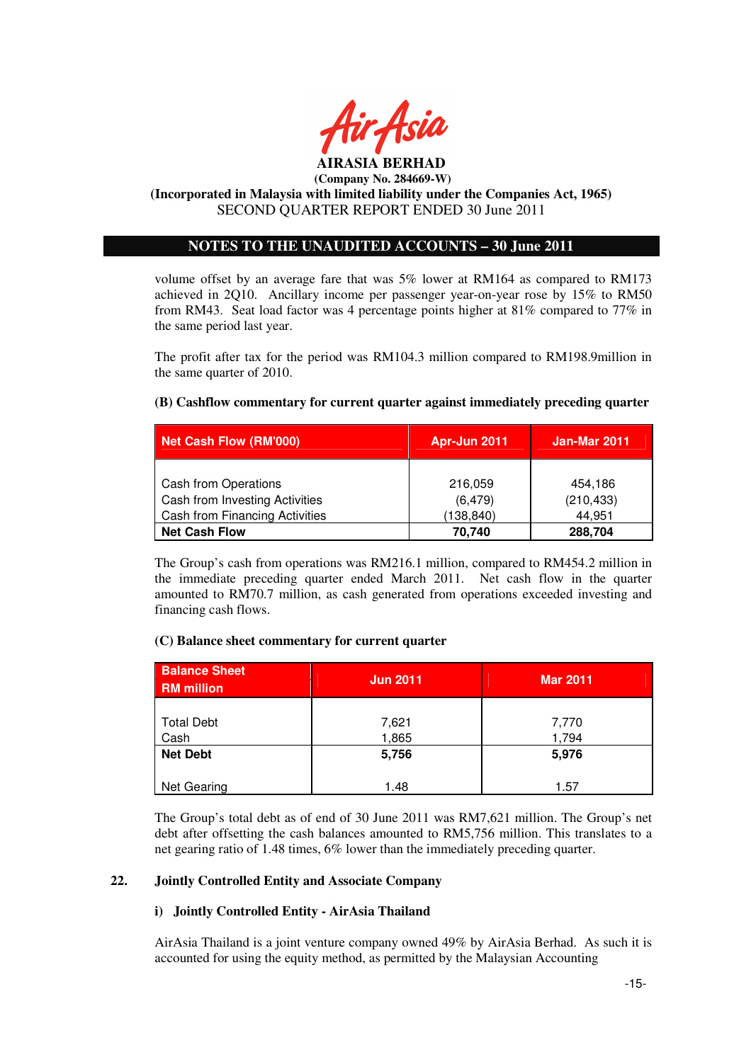volume offset by an average fare that was 5% lower at RM164 as compared to RM173 achieved in 2Q10. Ancillary income per passenger year-on-year rose by 15% to RM50 from RM43. Seat load factor was 4 percentage points higher at 81% compared to 77% in the same period last year.

The profit after tax for the period was RM104.3 million compared to RM198.9million in the same quarter of 2010.

**(B) Cashflow commentary for current quarter against immediately preceding quarter**

| Net Cash Flow (RM'000) | Apr-Jun 2011 | Jan-Mar 2011 |
|---|---|---|
| Cash from Operations | 216,059 | 454,186 |
| Cash from Investing Activities | (6,479) | (210,433) |
| Cash from Financing Activities | (138,840) | 44,951 |
| **Net Cash Flow** | **70,740** | **288,704** |

The Group's cash from operations was RM216.1 million, compared to RM454.2 million in the immediate preceding quarter ended March 2011. Net cash flow in the quarter amounted to RM70.7 million, as cash generated from operations exceeded investing and financing cash flows.

**(C) Balance sheet commentary for current quarter**

| Balance Sheet RM million | Jun 2011 | Mar 2011 |
|---|---|---|
| Total Debt | 7,621 | 7,770 |
| Cash | 1,865 | 1,794 |
| **Net Debt** | **5,756** | **5,976** |
| Net Gearing | 1.48 | 1.57 |

The Group's total debt as of end of 30 June 2011 was RM7,621 million. The Group's net debt after offsetting the cash balances amounted to RM5,756 million. This translates to a net gearing ratio of 1.48 times, 6% lower than the immediately preceding quarter.

## 22. Jointly Controlled Entity and Associate Company

### i) Jointly Controlled Entity - AirAsia Thailand

AirAsia Thailand is a joint venture company owned 49% by AirAsia Berhad. As such it is accounted for using the equity method, as permitted by the Malaysian Accounting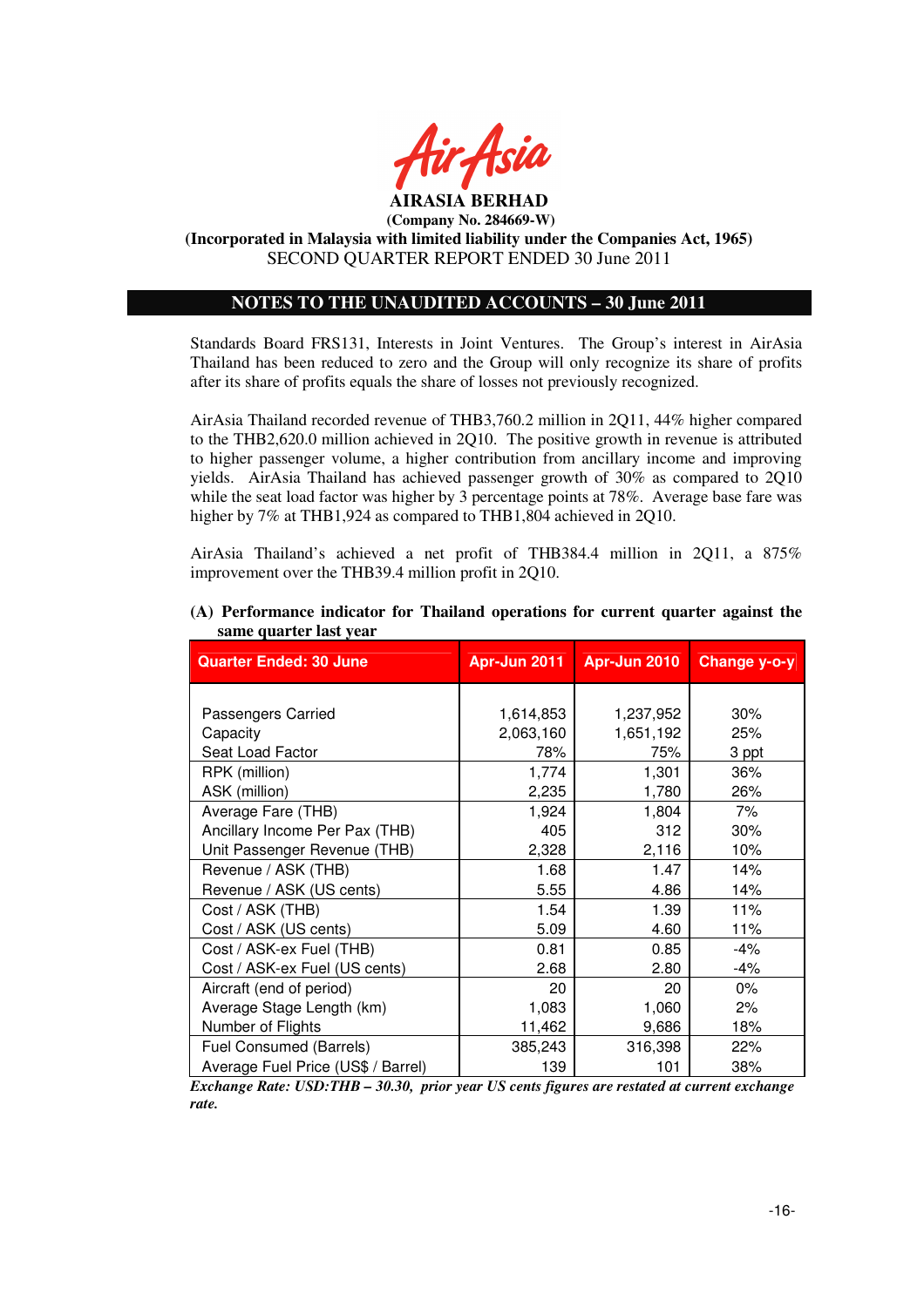**AIRASIA BERHAD**
**(Company No. 284669-W)**
**(Incorporated in Malaysia with limited liability under the Companies Act, 1965)**
SECOND QUARTER REPORT ENDED 30 June 2011

## NOTES TO THE UNAUDITED ACCOUNTS – 30 June 2011

Standards Board FRS131, Interests in Joint Ventures. The Group's interest in AirAsia Thailand has been reduced to zero and the Group will only recognize its share of profits after its share of profits equals the share of losses not previously recognized.

AirAsia Thailand recorded revenue of THB3,760.2 million in 2Q11, 44% higher compared to the THB2,620.0 million achieved in 2Q10. The positive growth in revenue is attributed to higher passenger volume, a higher contribution from ancillary income and improving yields. AirAsia Thailand has achieved passenger growth of 30% as compared to 2Q10 while the seat load factor was higher by 3 percentage points at 78%. Average base fare was higher by 7% at THB1,924 as compared to THB1,804 achieved in 2Q10.

AirAsia Thailand's achieved a net profit of THB384.4 million in 2Q11, a 875% improvement over the THB39.4 million profit in 2Q10.

**(A) Performance indicator for Thailand operations for current quarter against the same quarter last year**

| Quarter Ended: 30 June | Apr-Jun 2011 | Apr-Jun 2010 | Change y-o-y |
|---|---|---|---|
| Passengers Carried | 1,614,853 | 1,237,952 | 30% |
| Capacity | 2,063,160 | 1,651,192 | 25% |
| Seat Load Factor | 78% | 75% | 3 ppt |
| RPK (million) | 1,774 | 1,301 | 36% |
| ASK (million) | 2,235 | 1,780 | 26% |
| Average Fare (THB) | 1,924 | 1,804 | 7% |
| Ancillary Income Per Pax (THB) | 405 | 312 | 30% |
| Unit Passenger Revenue (THB) | 2,328 | 2,116 | 10% |
| Revenue / ASK (THB) | 1.68 | 1.47 | 14% |
| Revenue / ASK (US cents) | 5.55 | 4.86 | 14% |
| Cost / ASK (THB) | 1.54 | 1.39 | 11% |
| Cost / ASK (US cents) | 5.09 | 4.60 | 11% |
| Cost / ASK-ex Fuel (THB) | 0.81 | 0.85 | -4% |
| Cost / ASK-ex Fuel (US cents) | 2.68 | 2.80 | -4% |
| Aircraft (end of period) | 20 | 20 | 0% |
| Average Stage Length (km) | 1,083 | 1,060 | 2% |
| Number of Flights | 11,462 | 9,686 | 18% |
| Fuel Consumed (Barrels) | 385,243 | 316,398 | 22% |
| Average Fuel Price (US$ / Barrel) | 139 | 101 | 38% |

*Exchange Rate: USD:THB – 30.30, prior year US cents figures are restated at current exchange rate.*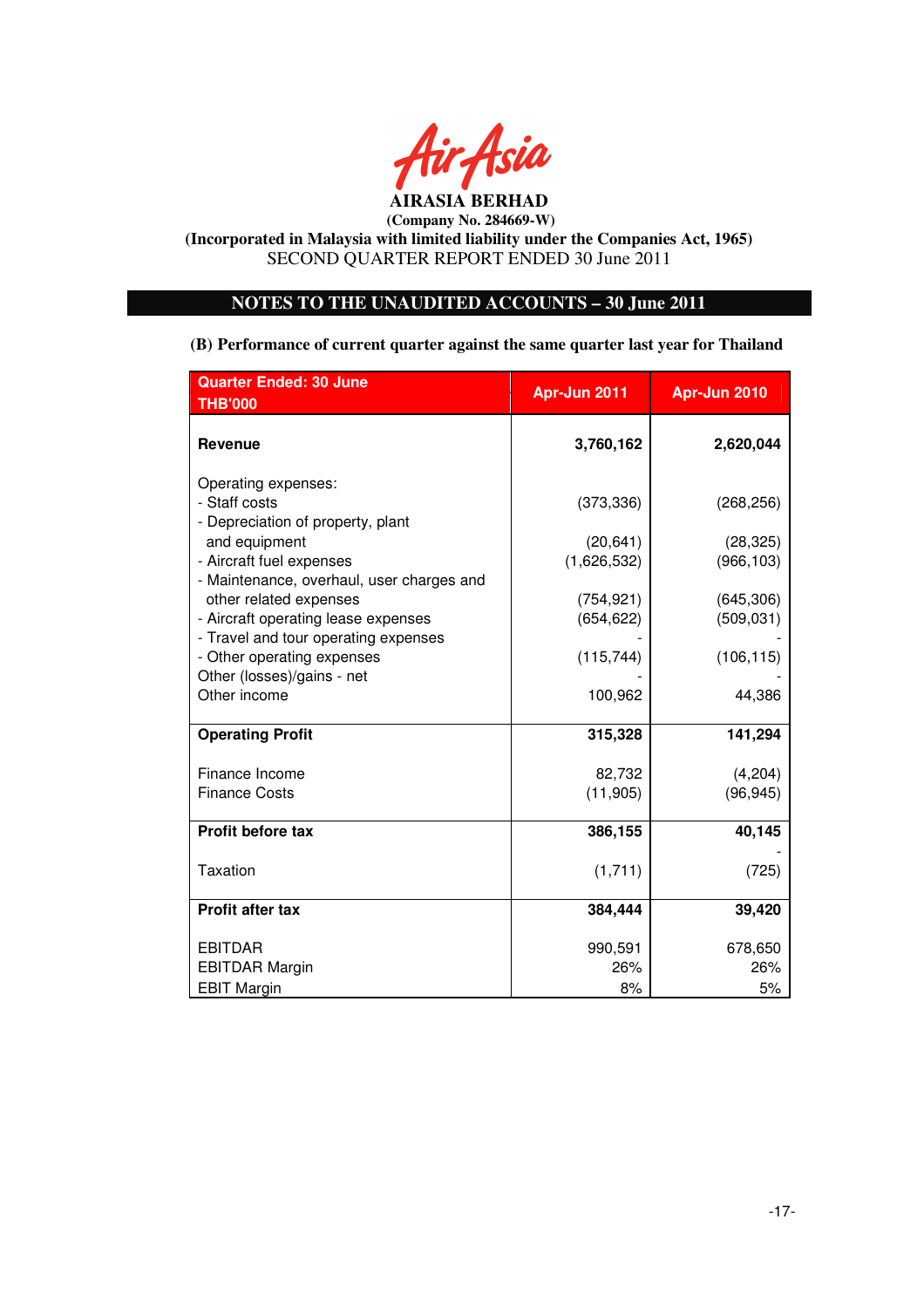**AIRASIA BERHAD**

**(Company No. 284669-W)**

**(Incorporated in Malaysia with limited liability under the Companies Act, 1965)**

SECOND QUARTER REPORT ENDED 30 June 2011

## NOTES TO THE UNAUDITED ACCOUNTS – 30 June 2011

**(B) Performance of current quarter against the same quarter last year for Thailand**

| Quarter Ended: 30 June<br>THB'000 | Apr-Jun 2011 | Apr-Jun 2010 |
|---|---|---|
| **Revenue** | **3,760,162** | **2,620,044** |
| Operating expenses: | | |
| - Staff costs | (373,336) | (268,256) |
| - Depreciation of property, plant and equipment | (20,641) | (28,325) |
| - Aircraft fuel expenses | (1,626,532) | (966,103) |
| - Maintenance, overhaul, user charges and other related expenses | (754,921) | (645,306) |
| - Aircraft operating lease expenses | (654,622) | (509,031) |
| - Travel and tour operating expenses | - | - |
| - Other operating expenses | (115,744) | (106,115) |
| Other (losses)/gains - net | - | - |
| Other income | 100,962 | 44,386 |
| **Operating Profit** | **315,328** | **141,294** |
| Finance Income | 82,732 | (4,204) |
| Finance Costs | (11,905) | (96,945) |
| **Profit before tax** | **386,155** | **40,145** |
| Taxation | (1,711) | (725) |
| **Profit after tax** | **384,444** | **39,420** |
| EBITDAR | 990,591 | 678,650 |
| EBITDAR Margin | 26% | 26% |
| EBIT Margin | 8% | 5% |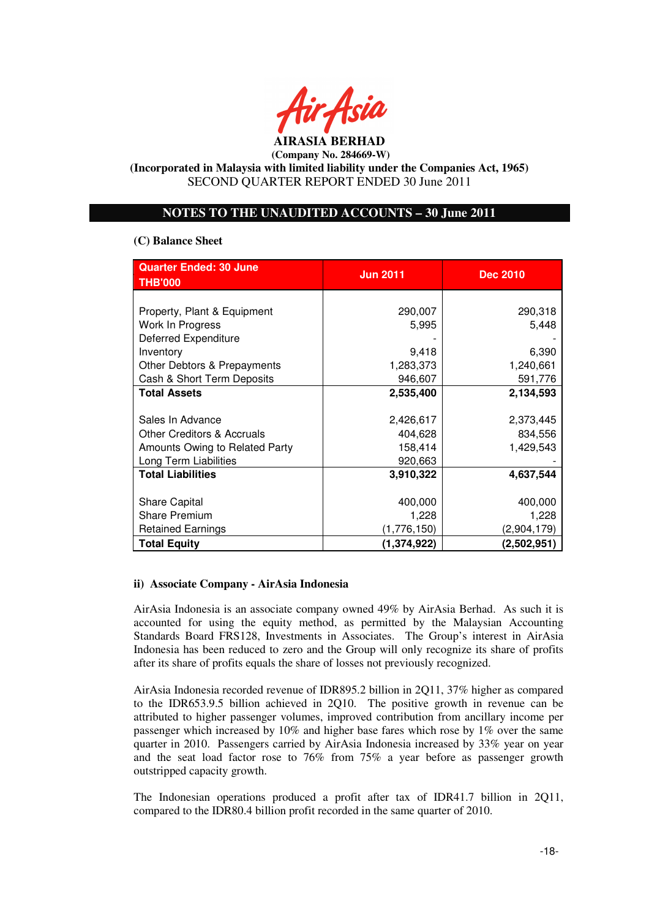# AIRASIA BERHAD

(Company No. 284669-W)

(Incorporated in Malaysia with limited liability under the Companies Act, 1965)

SECOND QUARTER REPORT ENDED 30 June 2011

## NOTES TO THE UNAUDITED ACCOUNTS – 30 June 2011

### (C) Balance Sheet

| Quarter Ended: 30 June THB'000 | Jun 2011 | Dec 2010 |
|---|---|---|
| Property, Plant & Equipment | 290,007 | 290,318 |
| Work In Progress | 5,995 | 5,448 |
| Deferred Expenditure | - | - |
| Inventory | 9,418 | 6,390 |
| Other Debtors & Prepayments | 1,283,373 | 1,240,661 |
| Cash & Short Term Deposits | 946,607 | 591,776 |
| **Total Assets** | **2,535,400** | **2,134,593** |
| Sales In Advance | 2,426,617 | 2,373,445 |
| Other Creditors & Accruals | 404,628 | 834,556 |
| Amounts Owing to Related Party | 158,414 | 1,429,543 |
| Long Term Liabilities | 920,663 | - |
| **Total Liabilities** | **3,910,322** | **4,637,544** |
| Share Capital | 400,000 | 400,000 |
| Share Premium | 1,228 | 1,228 |
| Retained Earnings | (1,776,150) | (2,904,179) |
| **Total Equity** | **(1,374,922)** | **(2,502,951)** |

### ii) Associate Company - AirAsia Indonesia

AirAsia Indonesia is an associate company owned 49% by AirAsia Berhad. As such it is accounted for using the equity method, as permitted by the Malaysian Accounting Standards Board FRS128, Investments in Associates. The Group's interest in AirAsia Indonesia has been reduced to zero and the Group will only recognize its share of profits after its share of profits equals the share of losses not previously recognized.

AirAsia Indonesia recorded revenue of IDR895.2 billion in 2Q11, 37% higher as compared to the IDR653.9.5 billion achieved in 2Q10. The positive growth in revenue can be attributed to higher passenger volumes, improved contribution from ancillary income per passenger which increased by 10% and higher base fares which rose by 1% over the same quarter in 2010. Passengers carried by AirAsia Indonesia increased by 33% year on year and the seat load factor rose to 76% from 75% a year before as passenger growth outstripped capacity growth.

The Indonesian operations produced a profit after tax of IDR41.7 billion in 2Q11, compared to the IDR80.4 billion profit recorded in the same quarter of 2010.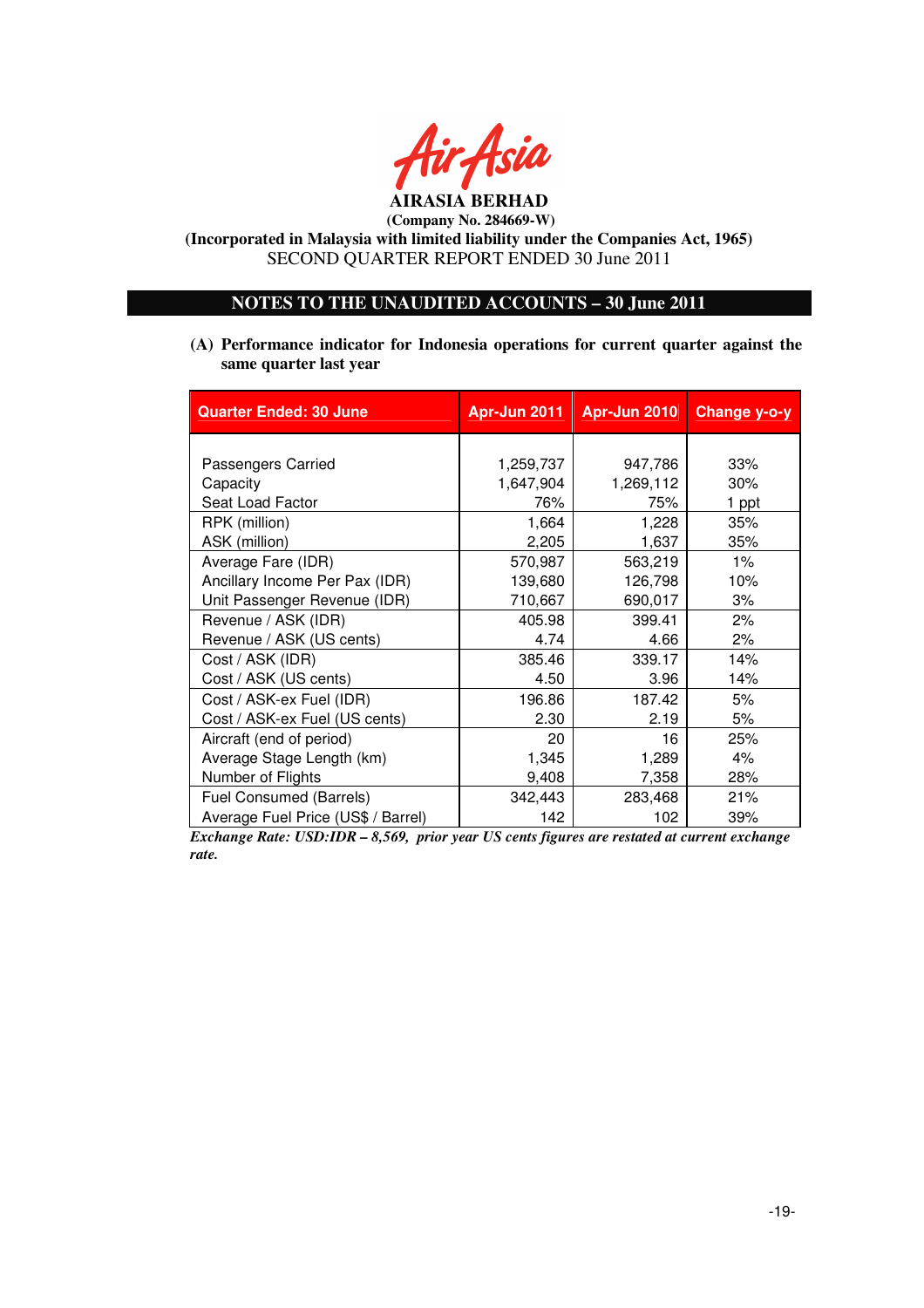**AIRASIA BERHAD**

**(Company No. 284669-W)**

**(Incorporated in Malaysia with limited liability under the Companies Act, 1965)**

SECOND QUARTER REPORT ENDED 30 June 2011

## NOTES TO THE UNAUDITED ACCOUNTS – 30 June 2011

**(A) Performance indicator for Indonesia operations for current quarter against the same quarter last year**

| Quarter Ended: 30 June | Apr-Jun 2011 | Apr-Jun 2010 | Change y-o-y |
|---|---|---|---|
| Passengers Carried | 1,259,737 | 947,786 | 33% |
| Capacity | 1,647,904 | 1,269,112 | 30% |
| Seat Load Factor | 76% | 75% | 1 ppt |
| RPK (million) | 1,664 | 1,228 | 35% |
| ASK (million) | 2,205 | 1,637 | 35% |
| Average Fare (IDR) | 570,987 | 563,219 | 1% |
| Ancillary Income Per Pax (IDR) | 139,680 | 126,798 | 10% |
| Unit Passenger Revenue (IDR) | 710,667 | 690,017 | 3% |
| Revenue / ASK (IDR) | 405.98 | 399.41 | 2% |
| Revenue / ASK (US cents) | 4.74 | 4.66 | 2% |
| Cost / ASK (IDR) | 385.46 | 339.17 | 14% |
| Cost / ASK (US cents) | 4.50 | 3.96 | 14% |
| Cost / ASK-ex Fuel (IDR) | 196.86 | 187.42 | 5% |
| Cost / ASK-ex Fuel (US cents) | 2.30 | 2.19 | 5% |
| Aircraft (end of period) | 20 | 16 | 25% |
| Average Stage Length (km) | 1,345 | 1,289 | 4% |
| Number of Flights | 9,408 | 7,358 | 28% |
| Fuel Consumed (Barrels) | 342,443 | 283,468 | 21% |
| Average Fuel Price (US$ / Barrel) | 142 | 102 | 39% |

*Exchange Rate: USD:IDR – 8,569, prior year US cents figures are restated at current exchange rate.*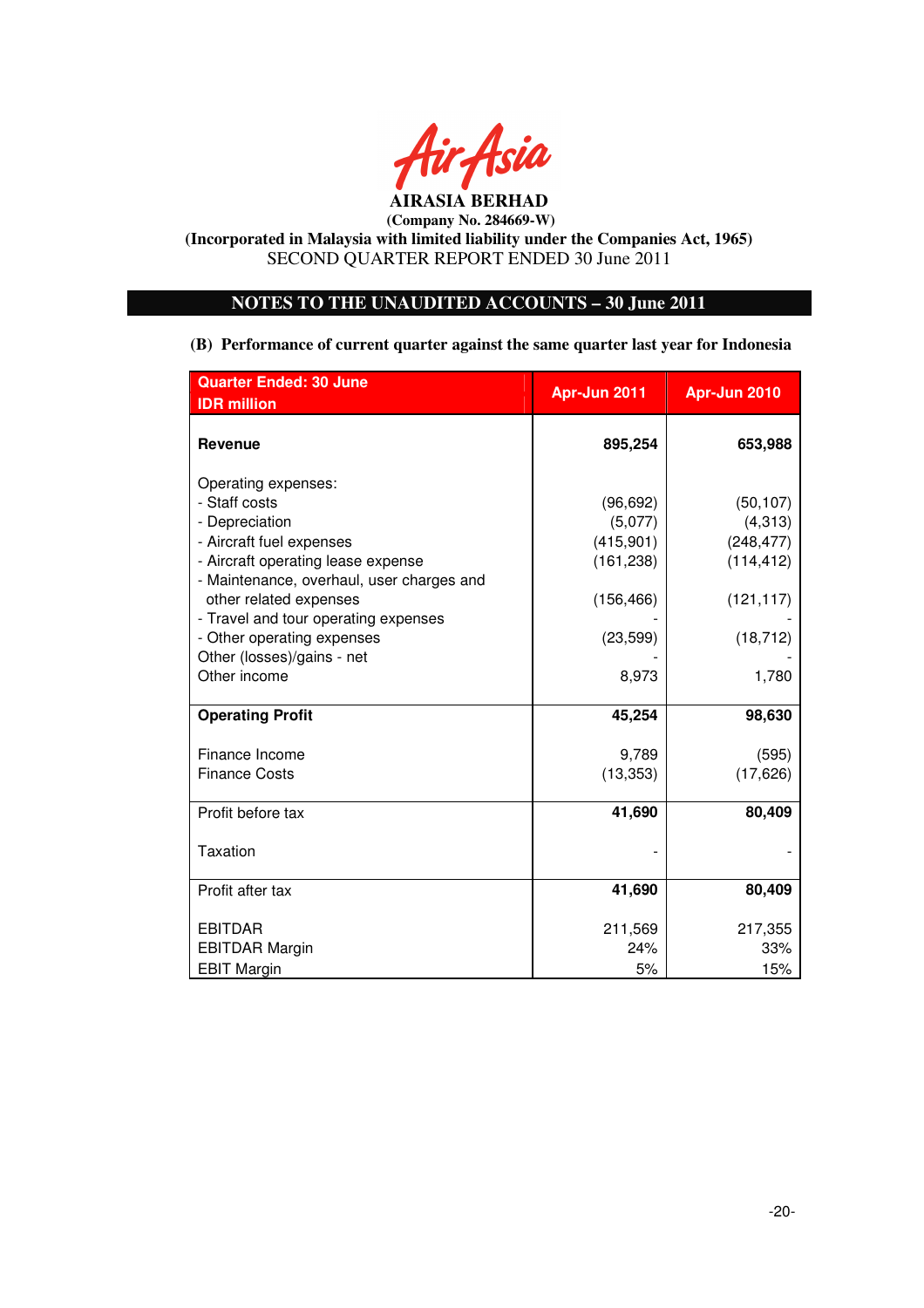AIRASIA BERHAD

(Company No. 284669-W)

(Incorporated in Malaysia with limited liability under the Companies Act, 1965)

SECOND QUARTER REPORT ENDED 30 June 2011

## NOTES TO THE UNAUDITED ACCOUNTS – 30 June 2011

**(B) Performance of current quarter against the same quarter last year for Indonesia**

| Quarter Ended: 30 June<br>IDR million | Apr-Jun 2011 | Apr-Jun 2010 |
|---|---|---|
| **Revenue** | **895,254** | **653,988** |
| Operating expenses: | | |
| - Staff costs | (96,692) | (50,107) |
| - Depreciation | (5,077) | (4,313) |
| - Aircraft fuel expenses | (415,901) | (248,477) |
| - Aircraft operating lease expense | (161,238) | (114,412) |
| - Maintenance, overhaul, user charges and other related expenses | (156,466) | (121,117) |
| - Travel and tour operating expenses | - | - |
| - Other operating expenses | (23,599) | (18,712) |
| Other (losses)/gains - net | - | - |
| Other income | 8,973 | 1,780 |
| **Operating Profit** | **45,254** | **98,630** |
| Finance Income | 9,789 | (595) |
| Finance Costs | (13,353) | (17,626) |
| Profit before tax | **41,690** | **80,409** |
| Taxation | - | - |
| Profit after tax | **41,690** | **80,409** |
| EBITDAR | 211,569 | 217,355 |
| EBITDAR Margin | 24% | 33% |
| EBIT Margin | 5% | 15% |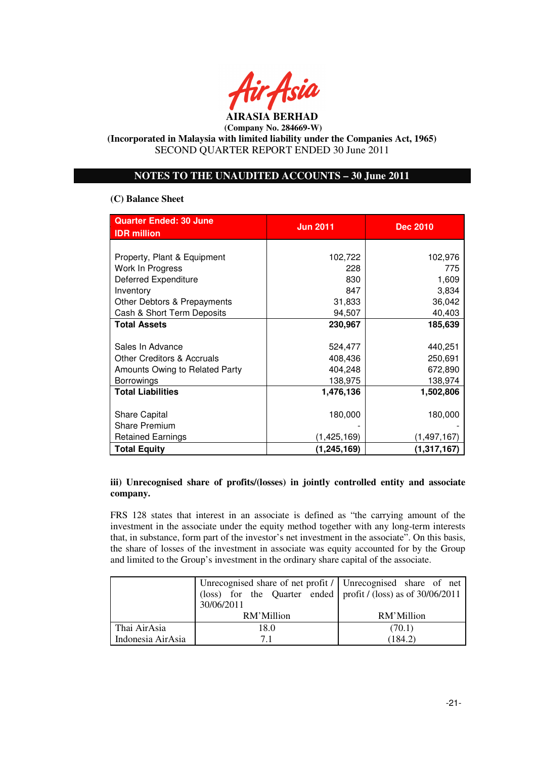**AIRASIA BERHAD**
**(Company No. 284669-W)**
**(Incorporated in Malaysia with limited liability under the Companies Act, 1965)**
SECOND QUARTER REPORT ENDED 30 June 2011

## NOTES TO THE UNAUDITED ACCOUNTS – 30 June 2011

**(C) Balance Sheet**

| Quarter Ended: 30 June<br>IDR million | Jun 2011 | Dec 2010 |
|---|---|---|
| Property, Plant & Equipment | 102,722 | 102,976 |
| Work In Progress | 228 | 775 |
| Deferred Expenditure | 830 | 1,609 |
| Inventory | 847 | 3,834 |
| Other Debtors & Prepayments | 31,833 | 36,042 |
| Cash & Short Term Deposits | 94,507 | 40,403 |
| **Total Assets** | **230,967** | **185,639** |
| Sales In Advance | 524,477 | 440,251 |
| Other Creditors & Accruals | 408,436 | 250,691 |
| Amounts Owing to Related Party | 404,248 | 672,890 |
| Borrowings | 138,975 | 138,974 |
| **Total Liabilities** | **1,476,136** | **1,502,806** |
| Share Capital | 180,000 | 180,000 |
| Share Premium | - | - |
| Retained Earnings | (1,425,169) | (1,497,167) |
| **Total Equity** | **(1,245,169)** | **(1,317,167)** |

**iii) Unrecognised share of profits/(losses) in jointly controlled entity and associate company.**

FRS 128 states that interest in an associate is defined as "the carrying amount of the investment in the associate under the equity method together with any long-term interests that, in substance, form part of the investor's net investment in the associate". On this basis, the share of losses of the investment in associate was equity accounted for by the Group and limited to the Group's investment in the ordinary share capital of the associate.

| | Unrecognised share of net profit / (loss) for the Quarter ended 30/06/2011<br>RM'Million | Unrecognised share of net profit / (loss) as of 30/06/2011<br>RM'Million |
|---|---|---|
| Thai AirAsia | 18.0 | (70.1) |
| Indonesia AirAsia | 7.1 | (184.2) |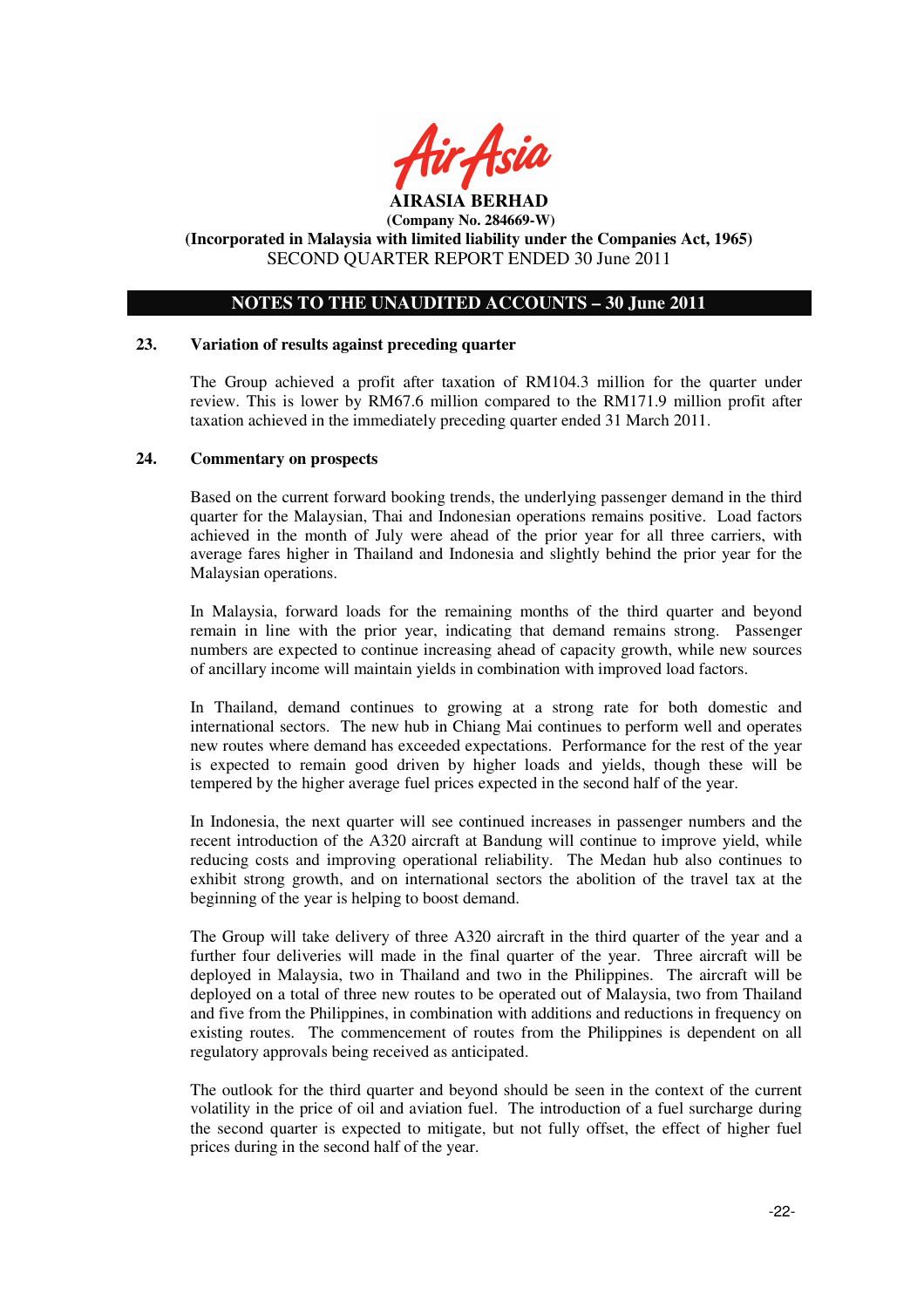**AIRASIA BERHAD**
**(Company No. 284669-W)**
**(Incorporated in Malaysia with limited liability under the Companies Act, 1965)**
SECOND QUARTER REPORT ENDED 30 June 2011

## NOTES TO THE UNAUDITED ACCOUNTS – 30 June 2011

### 23. Variation of results against preceding quarter

The Group achieved a profit after taxation of RM104.3 million for the quarter under review. This is lower by RM67.6 million compared to the RM171.9 million profit after taxation achieved in the immediately preceding quarter ended 31 March 2011.

### 24. Commentary on prospects

Based on the current forward booking trends, the underlying passenger demand in the third quarter for the Malaysian, Thai and Indonesian operations remains positive. Load factors achieved in the month of July were ahead of the prior year for all three carriers, with average fares higher in Thailand and Indonesia and slightly behind the prior year for the Malaysian operations.

In Malaysia, forward loads for the remaining months of the third quarter and beyond remain in line with the prior year, indicating that demand remains strong. Passenger numbers are expected to continue increasing ahead of capacity growth, while new sources of ancillary income will maintain yields in combination with improved load factors.

In Thailand, demand continues to growing at a strong rate for both domestic and international sectors. The new hub in Chiang Mai continues to perform well and operates new routes where demand has exceeded expectations. Performance for the rest of the year is expected to remain good driven by higher loads and yields, though these will be tempered by the higher average fuel prices expected in the second half of the year.

In Indonesia, the next quarter will see continued increases in passenger numbers and the recent introduction of the A320 aircraft at Bandung will continue to improve yield, while reducing costs and improving operational reliability. The Medan hub also continues to exhibit strong growth, and on international sectors the abolition of the travel tax at the beginning of the year is helping to boost demand.

The Group will take delivery of three A320 aircraft in the third quarter of the year and a further four deliveries will made in the final quarter of the year. Three aircraft will be deployed in Malaysia, two in Thailand and two in the Philippines. The aircraft will be deployed on a total of three new routes to be operated out of Malaysia, two from Thailand and five from the Philippines, in combination with additions and reductions in frequency on existing routes. The commencement of routes from the Philippines is dependent on all regulatory approvals being received as anticipated.

The outlook for the third quarter and beyond should be seen in the context of the current volatility in the price of oil and aviation fuel. The introduction of a fuel surcharge during the second quarter is expected to mitigate, but not fully offset, the effect of higher fuel prices during in the second half of the year.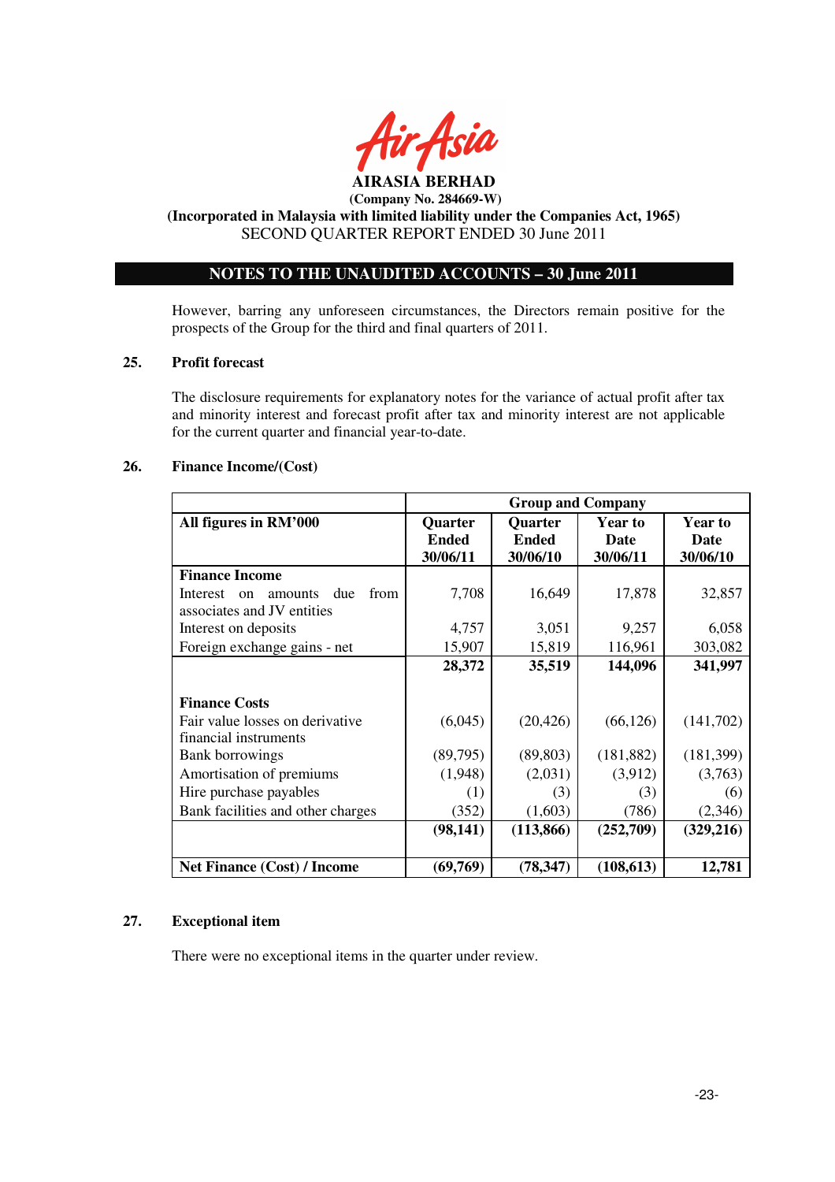AirAsia

**AIRASIA BERHAD**
**(Company No. 284669-W)**
**(Incorporated in Malaysia with limited liability under the Companies Act, 1965)**
SECOND QUARTER REPORT ENDED 30 June 2011

## NOTES TO THE UNAUDITED ACCOUNTS – 30 June 2011

However, barring any unforeseen circumstances, the Directors remain positive for the prospects of the Group for the third and final quarters of 2011.

### 25. Profit forecast

The disclosure requirements for explanatory notes for the variance of actual profit after tax and minority interest and forecast profit after tax and minority interest are not applicable for the current quarter and financial year-to-date.

### 26. Finance Income/(Cost)

| | Group and Company | | | |
|---|---|---|---|---|
| **All figures in RM'000** | **Quarter Ended 30/06/11** | **Quarter Ended 30/06/10** | **Year to Date 30/06/11** | **Year to Date 30/06/10** |
| **Finance Income** | | | | |
| Interest on amounts due from associates and JV entities | 7,708 | 16,649 | 17,878 | 32,857 |
| Interest on deposits | 4,757 | 3,051 | 9,257 | 6,058 |
| Foreign exchange gains - net | 15,907 | 15,819 | 116,961 | 303,082 |
| | **28,372** | **35,519** | **144,096** | **341,997** |
| **Finance Costs** | | | | |
| Fair value losses on derivative financial instruments | (6,045) | (20,426) | (66,126) | (141,702) |
| Bank borrowings | (89,795) | (89,803) | (181,882) | (181,399) |
| Amortisation of premiums | (1,948) | (2,031) | (3,912) | (3,763) |
| Hire purchase payables | (1) | (3) | (3) | (6) |
| Bank facilities and other charges | (352) | (1,603) | (786) | (2,346) |
| | **(98,141)** | **(113,866)** | **(252,709)** | **(329,216)** |
| **Net Finance (Cost) / Income** | **(69,769)** | **(78,347)** | **(108,613)** | **12,781** |

### 27. Exceptional item

There were no exceptional items in the quarter under review.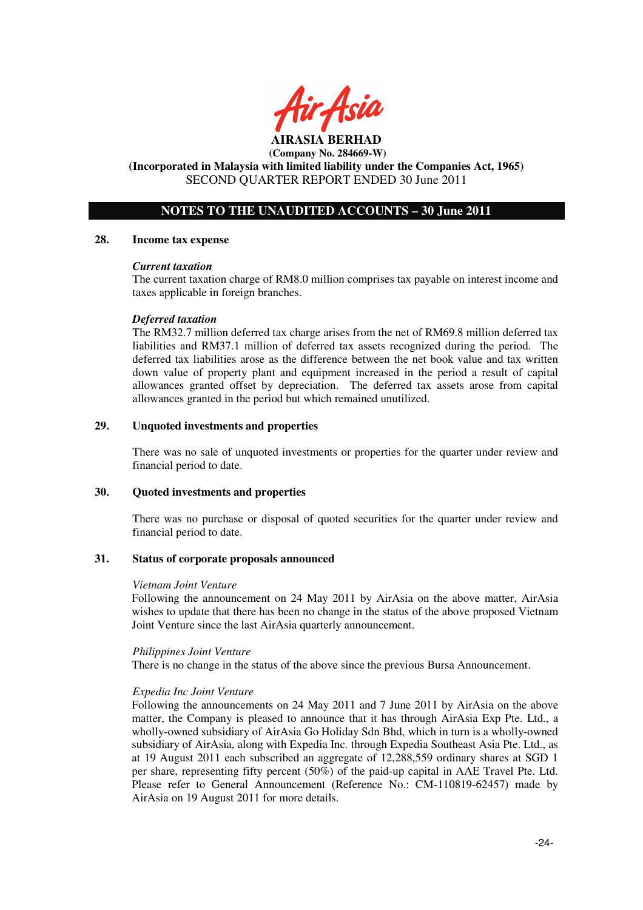**AIRASIA BERHAD**
**(Company No. 284669-W)**
**(Incorporated in Malaysia with limited liability under the Companies Act, 1965)**
SECOND QUARTER REPORT ENDED 30 June 2011

## NOTES TO THE UNAUDITED ACCOUNTS – 30 June 2011

### 28. Income tax expense

***Current taxation***
The current taxation charge of RM8.0 million comprises tax payable on interest income and taxes applicable in foreign branches.

***Deferred taxation***
The RM32.7 million deferred tax charge arises from the net of RM69.8 million deferred tax liabilities and RM37.1 million of deferred tax assets recognized during the period. The deferred tax liabilities arose as the difference between the net book value and tax written down value of property plant and equipment increased in the period a result of capital allowances granted offset by depreciation. The deferred tax assets arose from capital allowances granted in the period but which remained unutilized.

### 29. Unquoted investments and properties

There was no sale of unquoted investments or properties for the quarter under review and financial period to date.

### 30. Quoted investments and properties

There was no purchase or disposal of quoted securities for the quarter under review and financial period to date.

### 31. Status of corporate proposals announced

*Vietnam Joint Venture*
Following the announcement on 24 May 2011 by AirAsia on the above matter, AirAsia wishes to update that there has been no change in the status of the above proposed Vietnam Joint Venture since the last AirAsia quarterly announcement.

*Philippines Joint Venture*
There is no change in the status of the above since the previous Bursa Announcement.

*Expedia Inc Joint Venture*
Following the announcements on 24 May 2011 and 7 June 2011 by AirAsia on the above matter, the Company is pleased to announce that it has through AirAsia Exp Pte. Ltd., a wholly-owned subsidiary of AirAsia Go Holiday Sdn Bhd, which in turn is a wholly-owned subsidiary of AirAsia, along with Expedia Inc. through Expedia Southeast Asia Pte. Ltd., as at 19 August 2011 each subscribed an aggregate of 12,288,559 ordinary shares at SGD 1 per share, representing fifty percent (50%) of the paid-up capital in AAE Travel Pte. Ltd. Please refer to General Announcement (Reference No.: CM-110819-62457) made by AirAsia on 19 August 2011 for more details.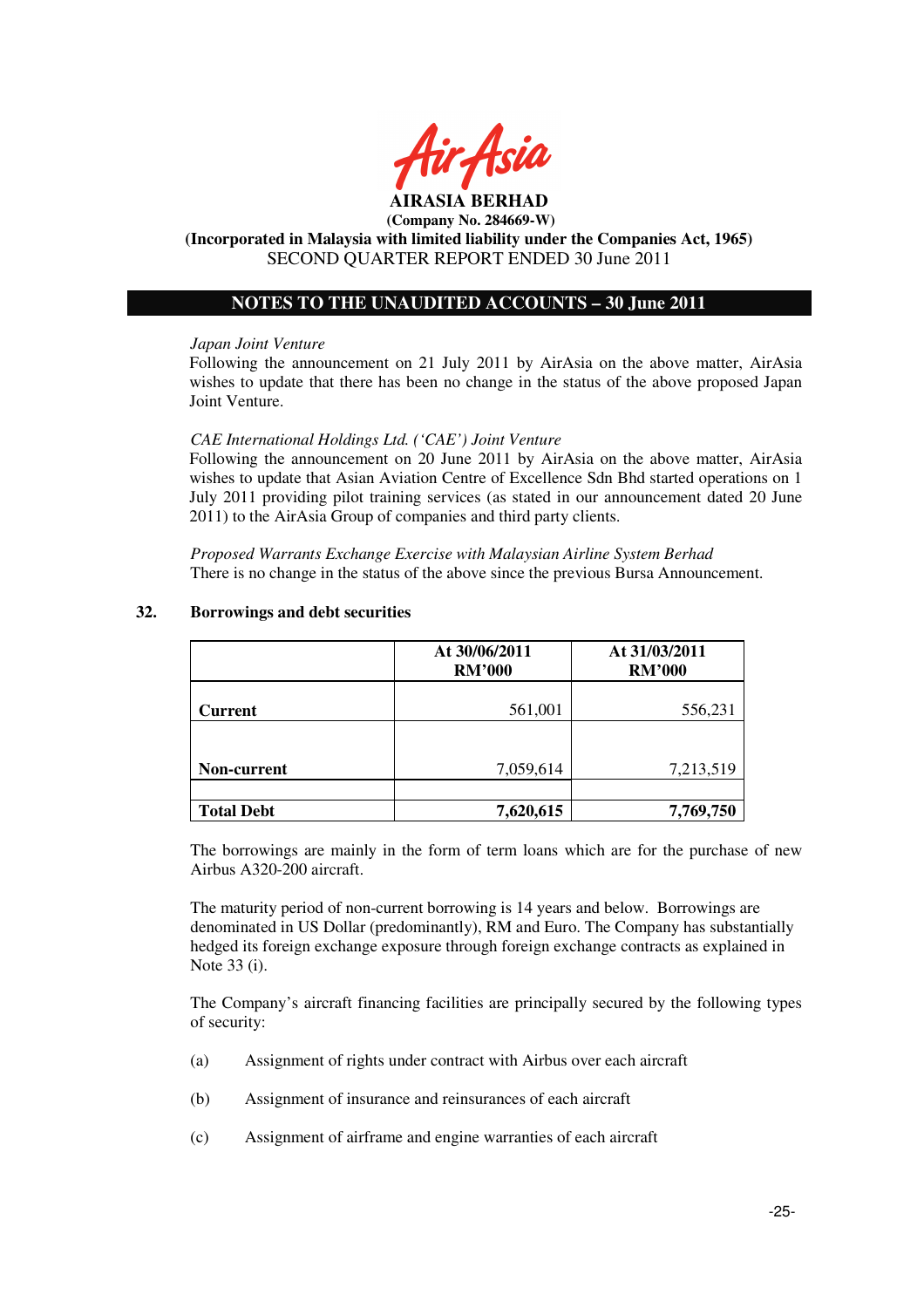## NOTES TO THE UNAUDITED ACCOUNTS – 30 June 2011

*Japan Joint Venture*
Following the announcement on 21 July 2011 by AirAsia on the above matter, AirAsia wishes to update that there has been no change in the status of the above proposed Japan Joint Venture.

*CAE International Holdings Ltd. ('CAE') Joint Venture*
Following the announcement on 20 June 2011 by AirAsia on the above matter, AirAsia wishes to update that Asian Aviation Centre of Excellence Sdn Bhd started operations on 1 July 2011 providing pilot training services (as stated in our announcement dated 20 June 2011) to the AirAsia Group of companies and third party clients.

*Proposed Warrants Exchange Exercise with Malaysian Airline System Berhad*
There is no change in the status of the above since the previous Bursa Announcement.

### 32. Borrowings and debt securities

| | At 30/06/2011 RM'000 | At 31/03/2011 RM'000 |
|---|---|---|
| **Current** | 561,001 | 556,231 |
| **Non-current** | 7,059,614 | 7,213,519 |
| **Total Debt** | **7,620,615** | **7,769,750** |

The borrowings are mainly in the form of term loans which are for the purchase of new Airbus A320-200 aircraft.

The maturity period of non-current borrowing is 14 years and below. Borrowings are denominated in US Dollar (predominantly), RM and Euro. The Company has substantially hedged its foreign exchange exposure through foreign exchange contracts as explained in Note 33 (i).

The Company's aircraft financing facilities are principally secured by the following types of security:

(a) Assignment of rights under contract with Airbus over each aircraft

(b) Assignment of insurance and reinsurances of each aircraft

(c) Assignment of airframe and engine warranties of each aircraft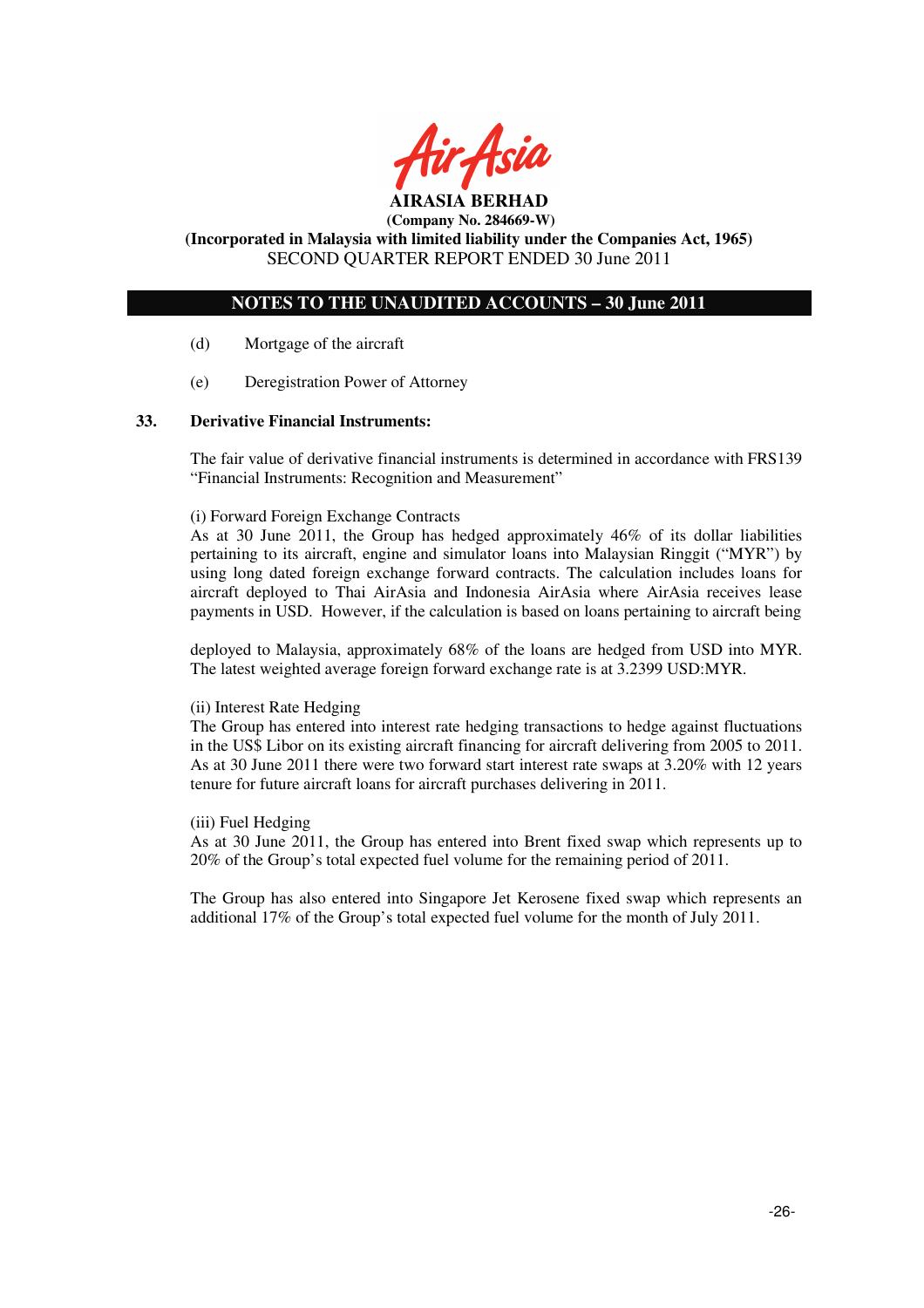(d) Mortgage of the aircraft

(e) Deregistration Power of Attorney

## 33. Derivative Financial Instruments:

The fair value of derivative financial instruments is determined in accordance with FRS139 "Financial Instruments: Recognition and Measurement"

(i) Forward Foreign Exchange Contracts
As at 30 June 2011, the Group has hedged approximately 46% of its dollar liabilities pertaining to its aircraft, engine and simulator loans into Malaysian Ringgit ("MYR") by using long dated foreign exchange forward contracts. The calculation includes loans for aircraft deployed to Thai AirAsia and Indonesia AirAsia where AirAsia receives lease payments in USD. However, if the calculation is based on loans pertaining to aircraft being deployed to Malaysia, approximately 68% of the loans are hedged from USD into MYR. The latest weighted average foreign forward exchange rate is at 3.2399 USD:MYR.

(ii) Interest Rate Hedging
The Group has entered into interest rate hedging transactions to hedge against fluctuations in the US$ Libor on its existing aircraft financing for aircraft delivering from 2005 to 2011. As at 30 June 2011 there were two forward start interest rate swaps at 3.20% with 12 years tenure for future aircraft loans for aircraft purchases delivering in 2011.

(iii) Fuel Hedging
As at 30 June 2011, the Group has entered into Brent fixed swap which represents up to 20% of the Group's total expected fuel volume for the remaining period of 2011.

The Group has also entered into Singapore Jet Kerosene fixed swap which represents an additional 17% of the Group's total expected fuel volume for the month of July 2011.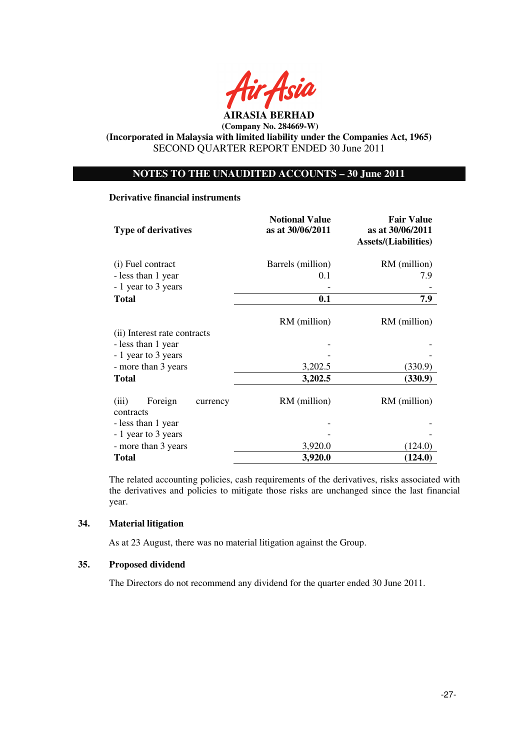**AIRASIA BERHAD**
**(Company No. 284669-W)**
**(Incorporated in Malaysia with limited liability under the Companies Act, 1965)**
SECOND QUARTER REPORT ENDED 30 June 2011

## NOTES TO THE UNAUDITED ACCOUNTS – 30 June 2011

**Derivative financial instruments**

| Type of derivatives | Notional Value as at 30/06/2011 | Fair Value as at 30/06/2011 Assets/(Liabilities) |
|---|---|---|
| (i) Fuel contract | Barrels (million) | RM (million) |
| - less than 1 year | 0.1 | 7.9 |
| - 1 year to 3 years | - | - |
| **Total** | **0.1** | **7.9** |
| | RM (million) | RM (million) |
| (ii) Interest rate contracts | | |
| - less than 1 year | - | - |
| - 1 year to 3 years | - | - |
| - more than 3 years | 3,202.5 | (330.9) |
| **Total** | **3,202.5** | **(330.9)** |
| (iii) Foreign currency contracts | RM (million) | RM (million) |
| - less than 1 year | - | - |
| - 1 year to 3 years | - | - |
| - more than 3 years | 3,920.0 | (124.0) |
| **Total** | **3,920.0** | **(124.0)** |

The related accounting policies, cash requirements of the derivatives, risks associated with the derivatives and policies to mitigate those risks are unchanged since the last financial year.

### 34. Material litigation

As at 23 August, there was no material litigation against the Group.

### 35. Proposed dividend

The Directors do not recommend any dividend for the quarter ended 30 June 2011.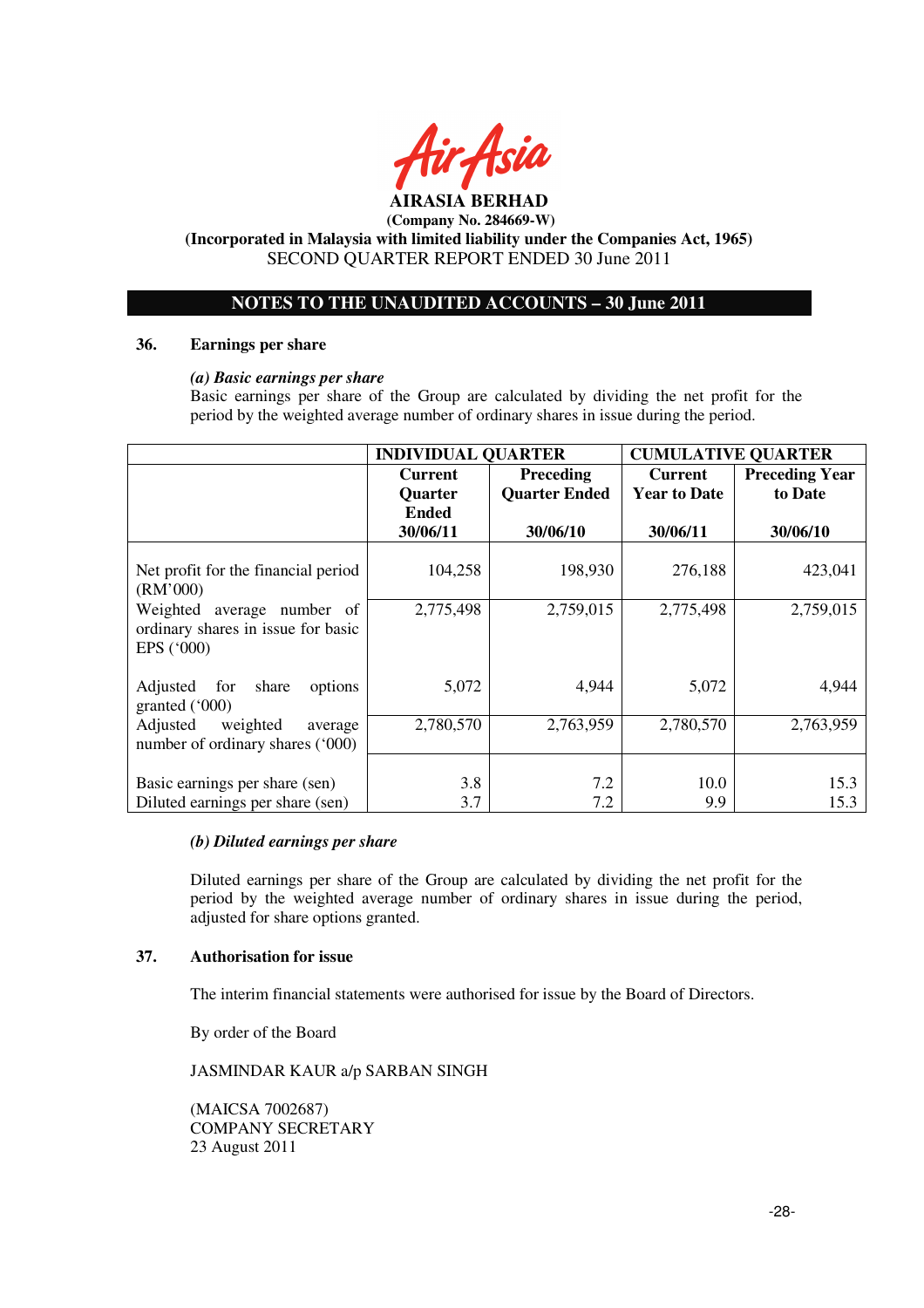**AIRASIA BERHAD**
**(Company No. 284669-W)**
**(Incorporated in Malaysia with limited liability under the Companies Act, 1965)**
SECOND QUARTER REPORT ENDED 30 June 2011

## NOTES TO THE UNAUDITED ACCOUNTS – 30 June 2011

### 36. Earnings per share

***(a) Basic earnings per share***

Basic earnings per share of the Group are calculated by dividing the net profit for the period by the weighted average number of ordinary shares in issue during the period.

| | INDIVIDUAL QUARTER | | CUMULATIVE QUARTER | |
|---|---|---|---|---|
| | Current Quarter Ended 30/06/11 | Preceding Quarter Ended 30/06/10 | Current Year to Date 30/06/11 | Preceding Year to Date 30/06/10 |
| Net profit for the financial period (RM'000) | 104,258 | 198,930 | 276,188 | 423,041 |
| Weighted average number of ordinary shares in issue for basic EPS ('000) | 2,775,498 | 2,759,015 | 2,775,498 | 2,759,015 |
| Adjusted for share options granted ('000) | 5,072 | 4,944 | 5,072 | 4,944 |
| Adjusted weighted average number of ordinary shares ('000) | 2,780,570 | 2,763,959 | 2,780,570 | 2,763,959 |
| Basic earnings per share (sen) | 3.8 | 7.2 | 10.0 | 15.3 |
| Diluted earnings per share (sen) | 3.7 | 7.2 | 9.9 | 15.3 |

***(b) Diluted earnings per share***

Diluted earnings per share of the Group are calculated by dividing the net profit for the period by the weighted average number of ordinary shares in issue during the period, adjusted for share options granted.

### 37. Authorisation for issue

The interim financial statements were authorised for issue by the Board of Directors.

By order of the Board

JASMINDAR KAUR a/p SARBAN SINGH

(MAICSA 7002687)
COMPANY SECRETARY
23 August 2011